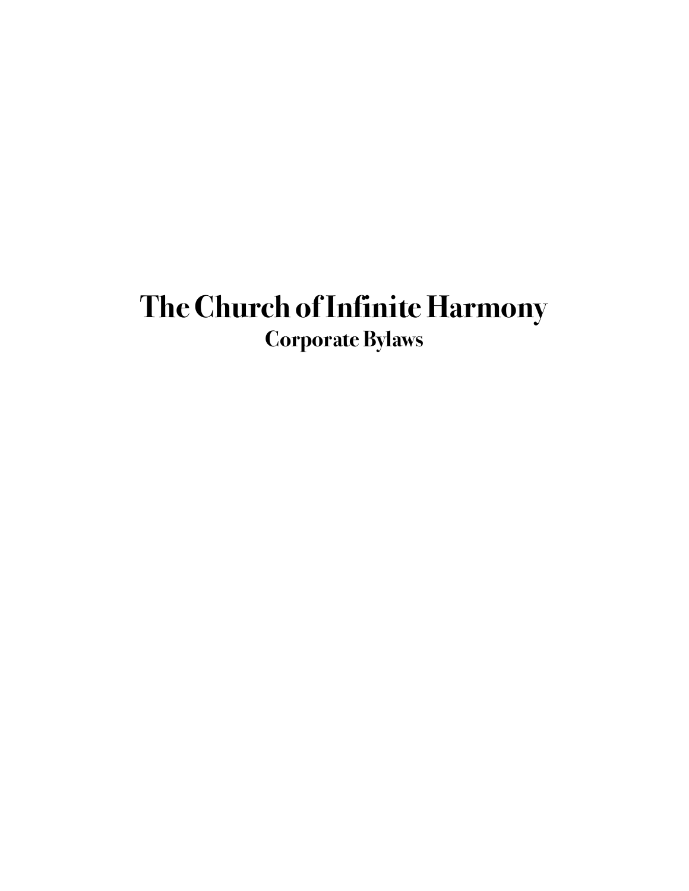# The Church of Infinite Harmony

## Corporate Bylaws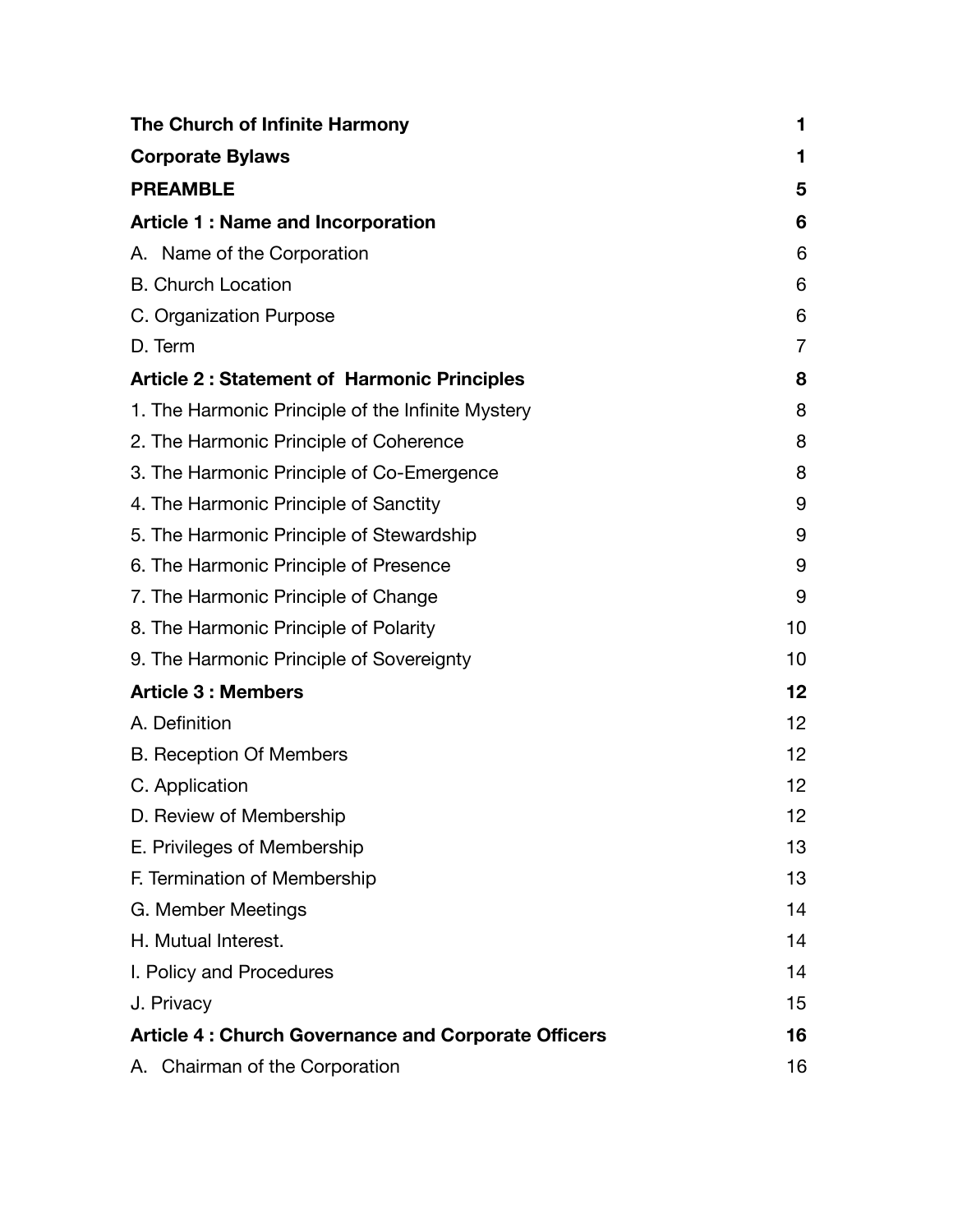| | |
|---|---|
| **The Church of Infinite Harmony** | **1** |
| **Corporate Bylaws** | **1** |
| **PREAMBLE** | **5** |
| **Article 1 : Name and Incorporation** | **6** |
| A. Name of the Corporation | 6 |
| B. Church Location | 6 |
| C. Organization Purpose | 6 |
| D. Term | 7 |
| **Article 2 : Statement of Harmonic Principles** | **8** |
| 1. The Harmonic Principle of the Infinite Mystery | 8 |
| 2. The Harmonic Principle of Coherence | 8 |
| 3. The Harmonic Principle of Co-Emergence | 8 |
| 4. The Harmonic Principle of Sanctity | 9 |
| 5. The Harmonic Principle of Stewardship | 9 |
| 6. The Harmonic Principle of Presence | 9 |
| 7. The Harmonic Principle of Change | 9 |
| 8. The Harmonic Principle of Polarity | 10 |
| 9. The Harmonic Principle of Sovereignty | 10 |
| **Article 3 : Members** | **12** |
| A. Definition | 12 |
| B. Reception Of Members | 12 |
| C. Application | 12 |
| D. Review of Membership | 12 |
| E. Privileges of Membership | 13 |
| F. Termination of Membership | 13 |
| G. Member Meetings | 14 |
| H. Mutual Interest. | 14 |
| I. Policy and Procedures | 14 |
| J. Privacy | 15 |
| **Article 4 : Church Governance and Corporate Officers** | **16** |
| A. Chairman of the Corporation | 16 |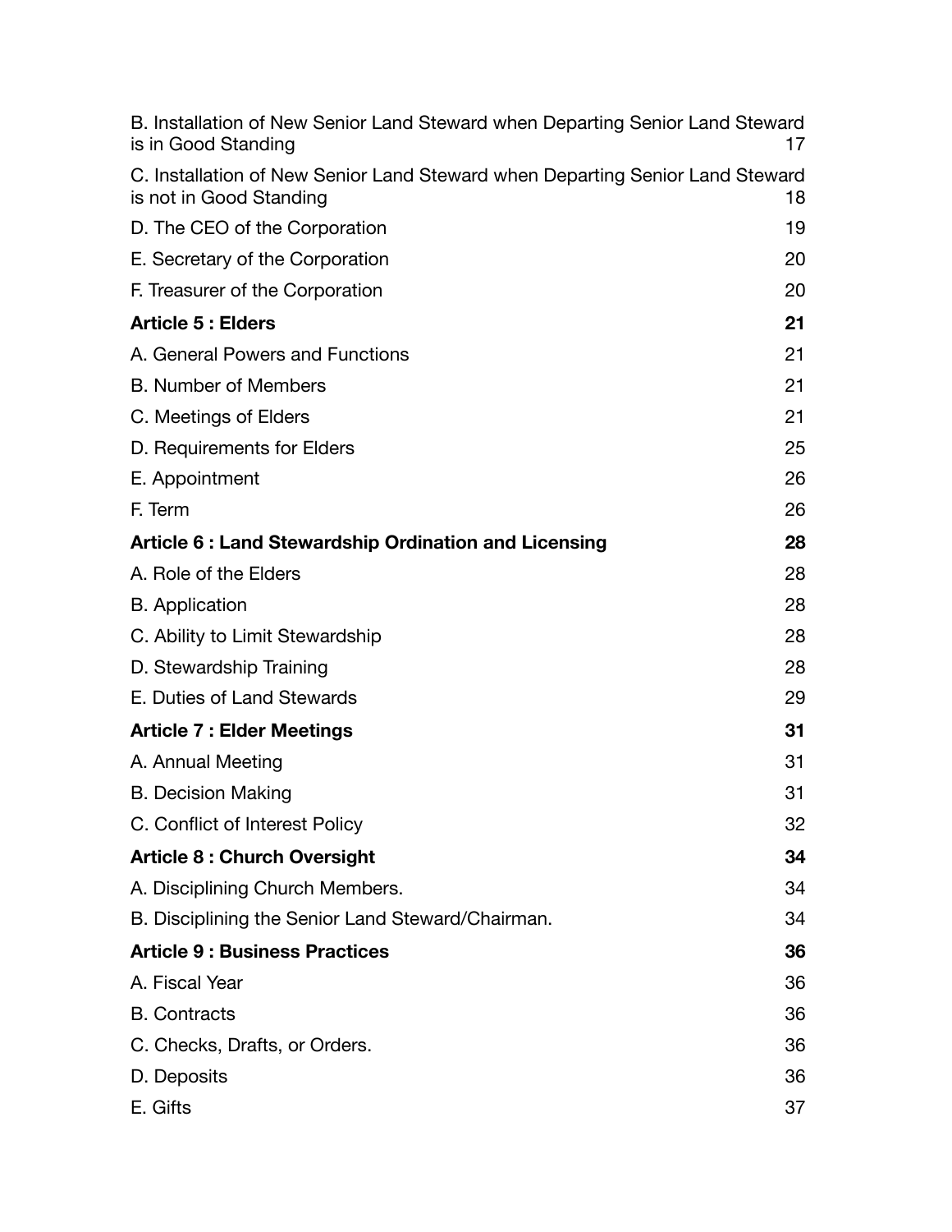B. Installation of New Senior Land Steward when Departing Senior Land Steward is in Good Standing 17

C. Installation of New Senior Land Steward when Departing Senior Land Steward is not in Good Standing 18

D. The CEO of the Corporation 19

E. Secretary of the Corporation 20

F. Treasurer of the Corporation 20

**Article 5 : Elders 21**

A. General Powers and Functions 21

B. Number of Members 21

C. Meetings of Elders 21

D. Requirements for Elders 25

E. Appointment 26

F. Term 26

**Article 6 : Land Stewardship Ordination and Licensing 28**

A. Role of the Elders 28

B. Application 28

C. Ability to Limit Stewardship 28

D. Stewardship Training 28

E. Duties of Land Stewards 29

**Article 7 : Elder Meetings 31**

A. Annual Meeting 31

B. Decision Making 31

C. Conflict of Interest Policy 32

**Article 8 : Church Oversight 34**

A. Disciplining Church Members. 34

B. Disciplining the Senior Land Steward/Chairman. 34

**Article 9 : Business Practices 36**

A. Fiscal Year 36

B. Contracts 36

C. Checks, Drafts, or Orders. 36

D. Deposits 36

E. Gifts 37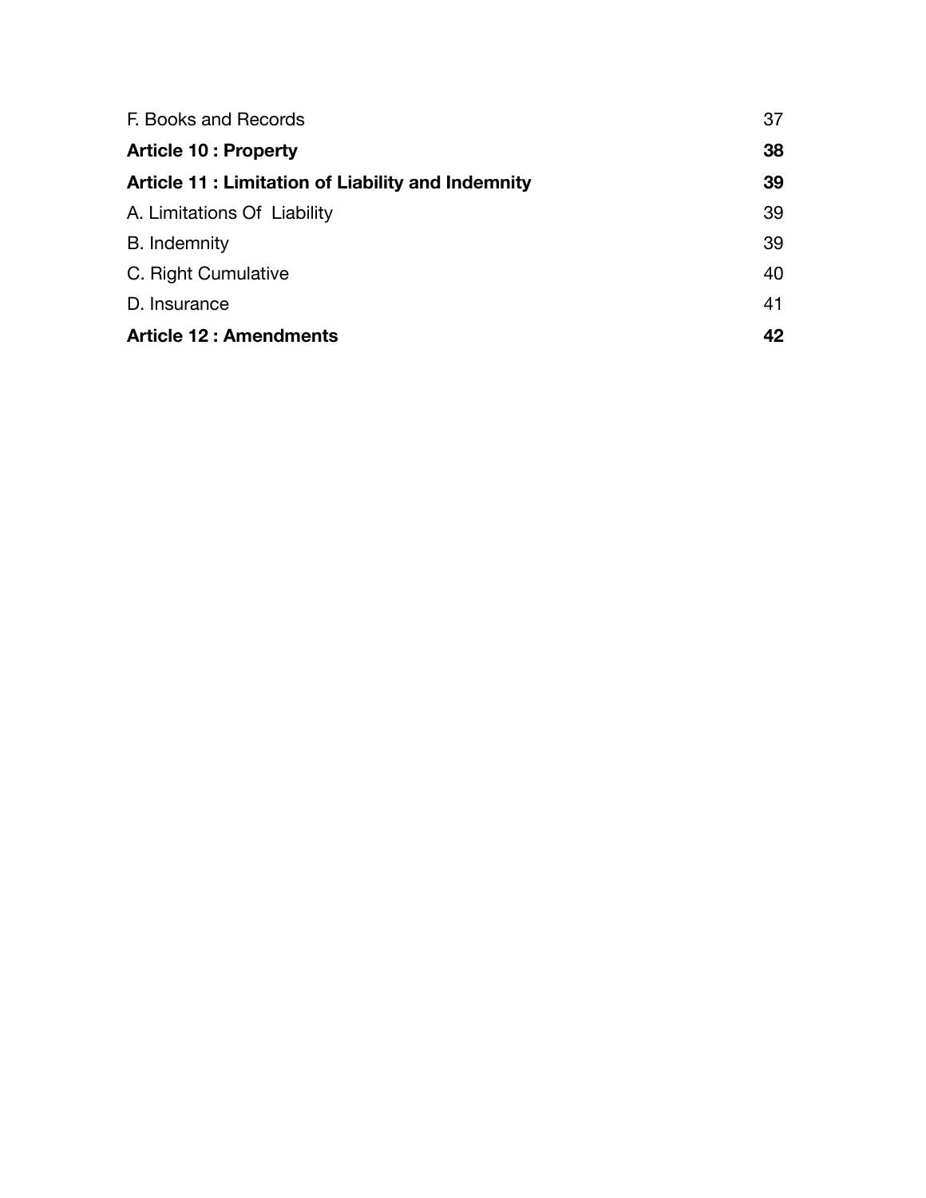| | |
|---|---|
| F. Books and Records | 37 |
| **Article 10 : Property** | **38** |
| **Article 11 : Limitation of Liability and Indemnity** | **39** |
| A. Limitations Of Liability | 39 |
| B. Indemnity | 39 |
| C. Right Cumulative | 40 |
| D. Insurance | 41 |
| **Article 12 : Amendments** | **42** |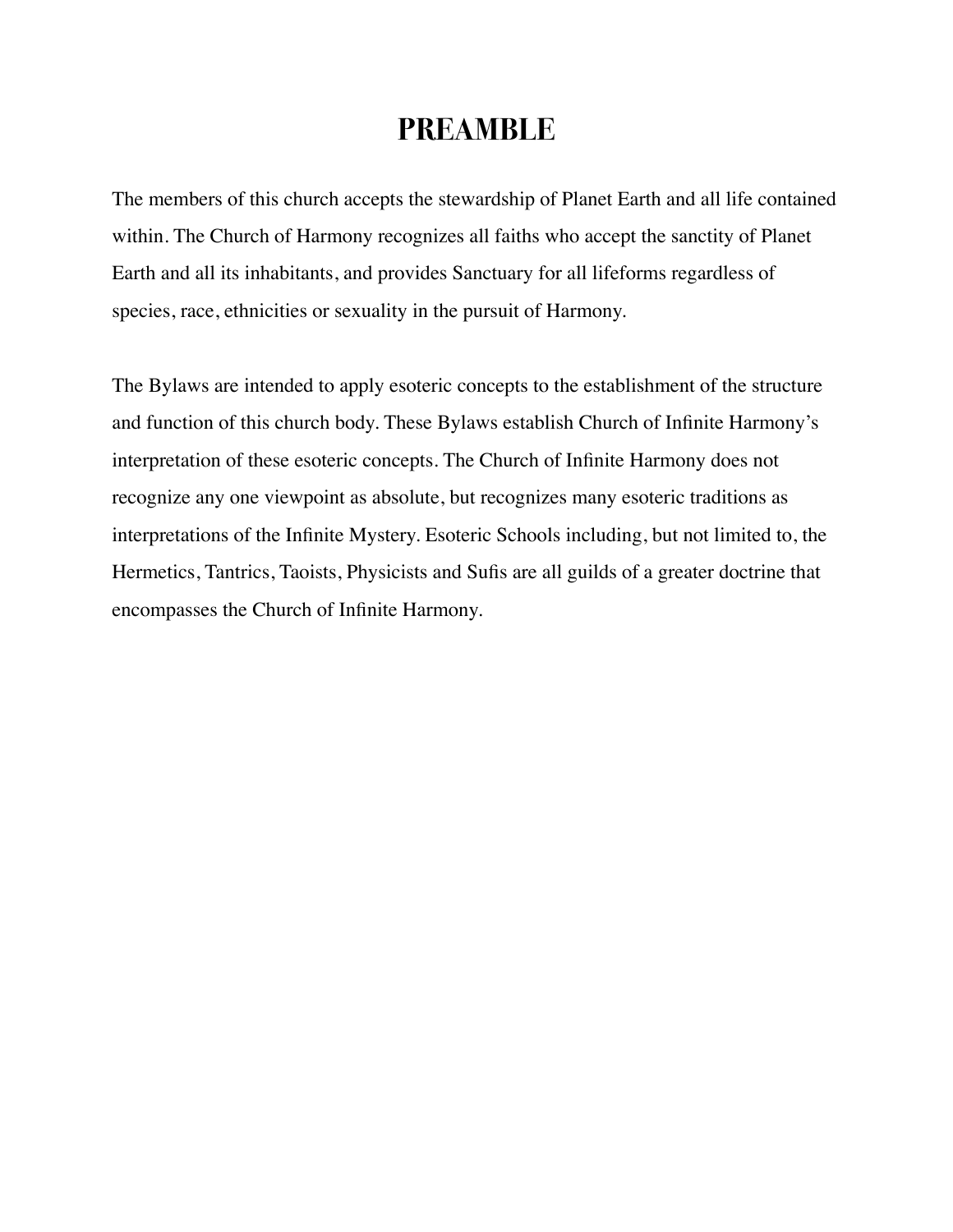# PREAMBLE

The members of this church accepts the stewardship of Planet Earth and all life contained within. The Church of Harmony recognizes all faiths who accept the sanctity of Planet Earth and all its inhabitants, and provides Sanctuary for all lifeforms regardless of species, race, ethnicities or sexuality in the pursuit of Harmony.

The Bylaws are intended to apply esoteric concepts to the establishment of the structure and function of this church body. These Bylaws establish Church of Infinite Harmony's interpretation of these esoteric concepts. The Church of Infinite Harmony does not recognize any one viewpoint as absolute, but recognizes many esoteric traditions as interpretations of the Infinite Mystery. Esoteric Schools including, but not limited to, the Hermetics, Tantrics, Taoists, Physicists and Sufis are all guilds of a greater doctrine that encompasses the Church of Infinite Harmony.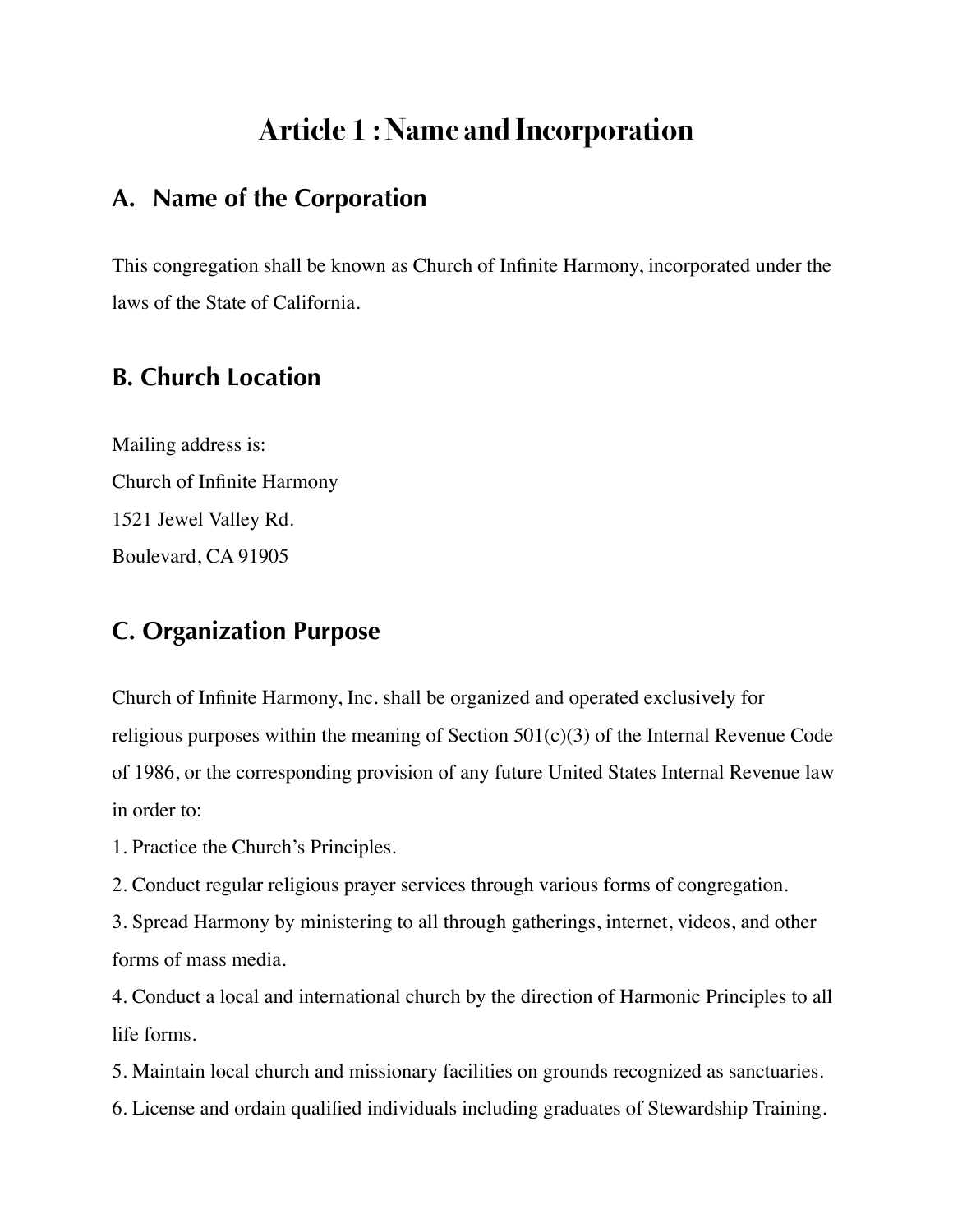# Article 1 : Name and Incorporation

## A. Name of the Corporation

This congregation shall be known as Church of Infinite Harmony, incorporated under the laws of the State of California.

## B. Church Location

Mailing address is:
Church of Infinite Harmony
1521 Jewel Valley Rd.
Boulevard, CA 91905

## C. Organization Purpose

Church of Infinite Harmony, Inc. shall be organized and operated exclusively for religious purposes within the meaning of Section 501(c)(3) of the Internal Revenue Code of 1986, or the corresponding provision of any future United States Internal Revenue law in order to:

1. Practice the Church's Principles.
2. Conduct regular religious prayer services through various forms of congregation.
3. Spread Harmony by ministering to all through gatherings, internet, videos, and other forms of mass media.
4. Conduct a local and international church by the direction of Harmonic Principles to all life forms.
5. Maintain local church and missionary facilities on grounds recognized as sanctuaries.
6. License and ordain qualified individuals including graduates of Stewardship Training.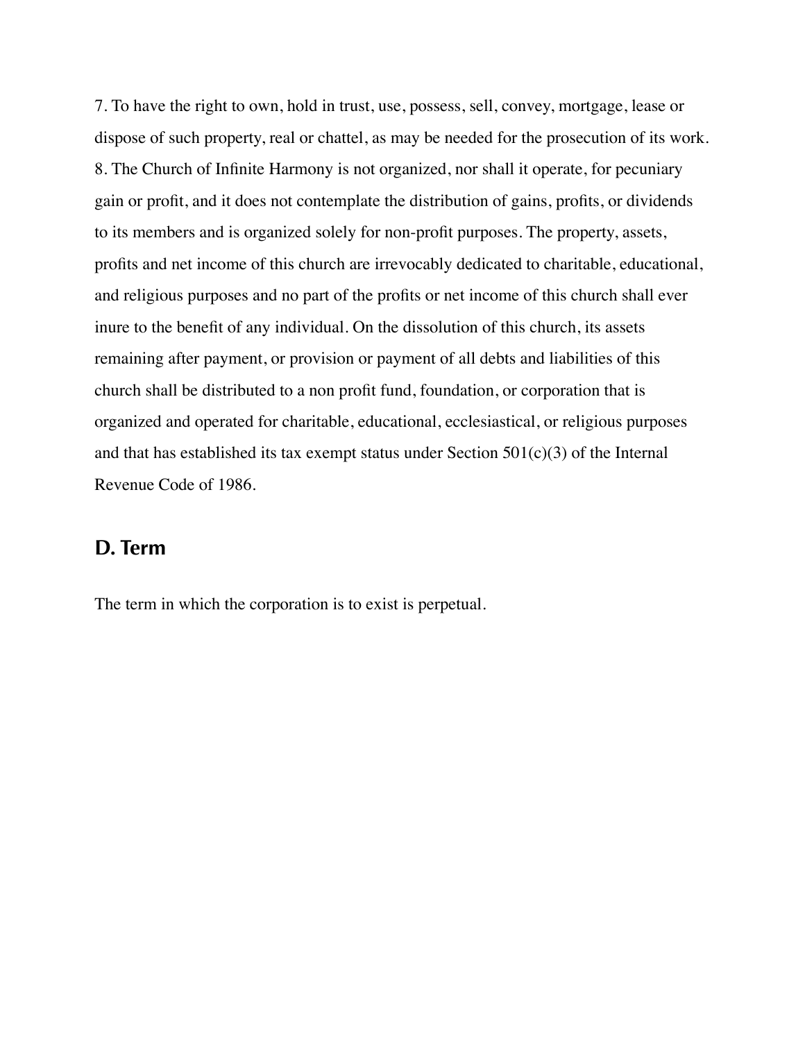7. To have the right to own, hold in trust, use, possess, sell, convey, mortgage, lease or dispose of such property, real or chattel, as may be needed for the prosecution of its work.
8. The Church of Infinite Harmony is not organized, nor shall it operate, for pecuniary gain or profit, and it does not contemplate the distribution of gains, profits, or dividends to its members and is organized solely for non-profit purposes. The property, assets, profits and net income of this church are irrevocably dedicated to charitable, educational, and religious purposes and no part of the profits or net income of this church shall ever inure to the benefit of any individual. On the dissolution of this church, its assets remaining after payment, or provision or payment of all debts and liabilities of this church shall be distributed to a non profit fund, foundation, or corporation that is organized and operated for charitable, educational, ecclesiastical, or religious purposes and that has established its tax exempt status under Section 501(c)(3) of the Internal Revenue Code of 1986.

## D. Term

The term in which the corporation is to exist is perpetual.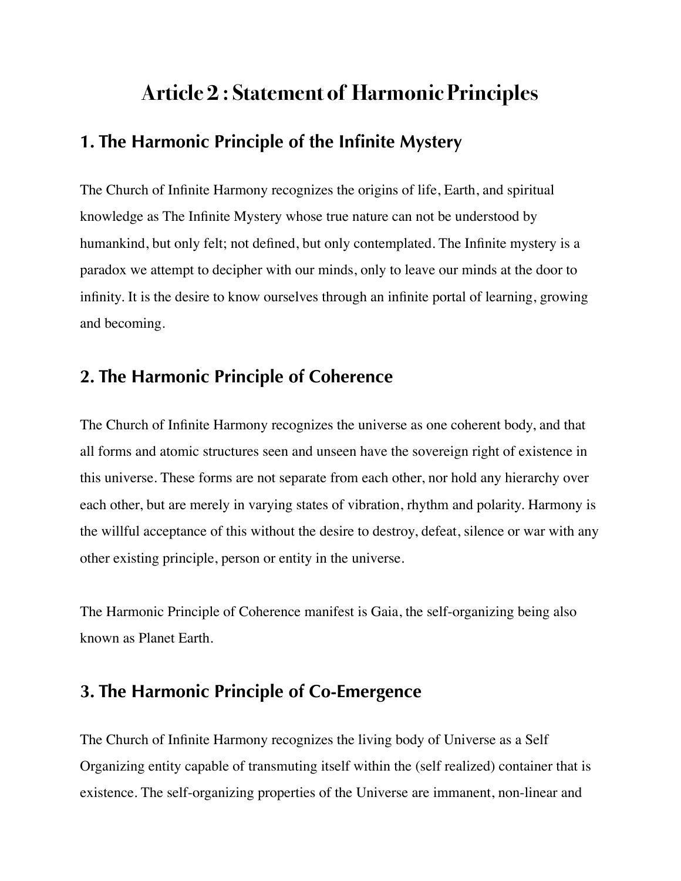# Article 2 : Statement of Harmonic Principles

## 1. The Harmonic Principle of the Infinite Mystery

The Church of Infinite Harmony recognizes the origins of life, Earth, and spiritual knowledge as The Infinite Mystery whose true nature can not be understood by humankind, but only felt; not defined, but only contemplated. The Infinite mystery is a paradox we attempt to decipher with our minds, only to leave our minds at the door to infinity. It is the desire to know ourselves through an infinite portal of learning, growing and becoming.

## 2. The Harmonic Principle of Coherence

The Church of Infinite Harmony recognizes the universe as one coherent body, and that all forms and atomic structures seen and unseen have the sovereign right of existence in this universe. These forms are not separate from each other, nor hold any hierarchy over each other, but are merely in varying states of vibration, rhythm and polarity. Harmony is the willful acceptance of this without the desire to destroy, defeat, silence or war with any other existing principle, person or entity in the universe.

The Harmonic Principle of Coherence manifest is Gaia, the self-organizing being also known as Planet Earth.

## 3. The Harmonic Principle of Co-Emergence

The Church of Infinite Harmony recognizes the living body of Universe as a Self Organizing entity capable of transmuting itself within the (self realized) container that is existence. The self-organizing properties of the Universe are immanent, non-linear and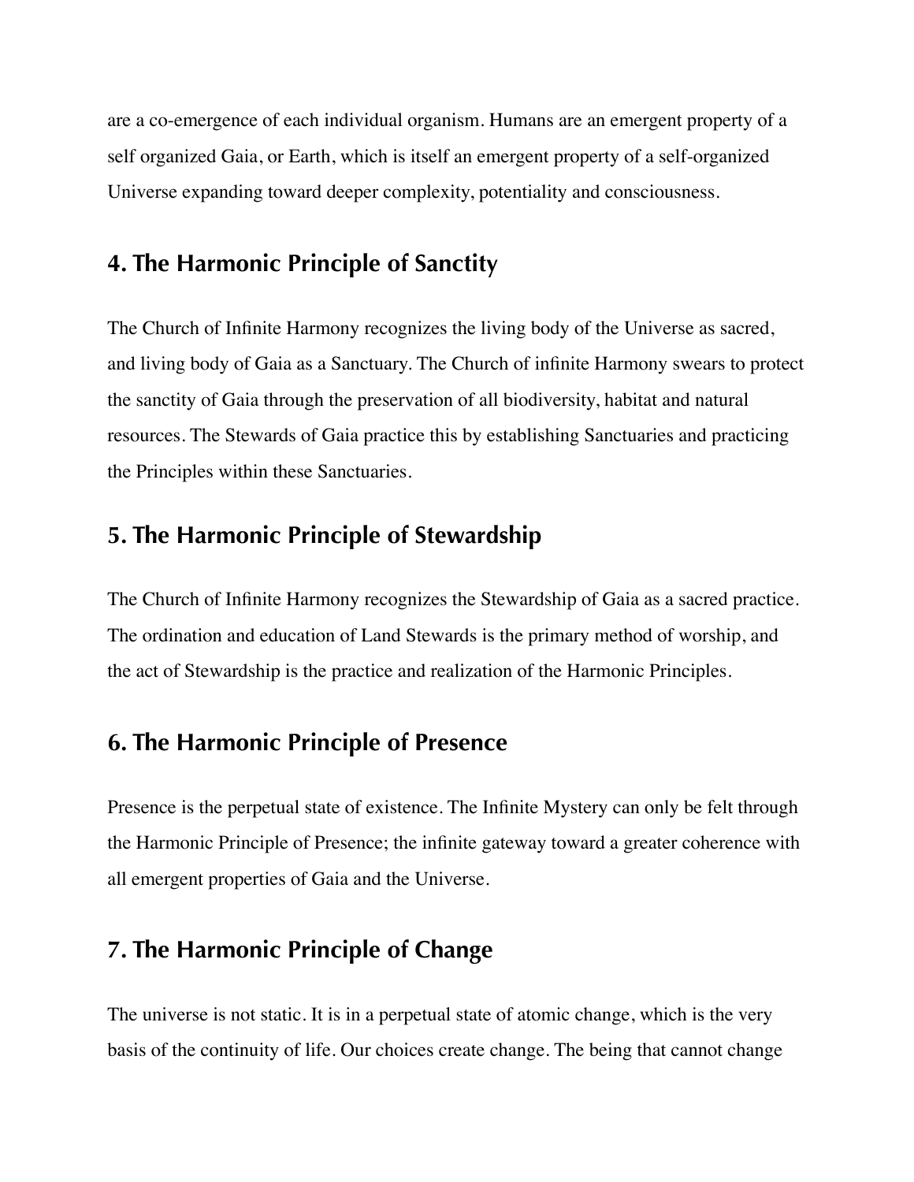are a co-emergence of each individual organism. Humans are an emergent property of a self organized Gaia, or Earth, which is itself an emergent property of a self-organized Universe expanding toward deeper complexity, potentiality and consciousness.

## 4. The Harmonic Principle of Sanctity

The Church of Infinite Harmony recognizes the living body of the Universe as sacred, and living body of Gaia as a Sanctuary. The Church of infinite Harmony swears to protect the sanctity of Gaia through the preservation of all biodiversity, habitat and natural resources. The Stewards of Gaia practice this by establishing Sanctuaries and practicing the Principles within these Sanctuaries.

## 5. The Harmonic Principle of Stewardship

The Church of Infinite Harmony recognizes the Stewardship of Gaia as a sacred practice. The ordination and education of Land Stewards is the primary method of worship, and the act of Stewardship is the practice and realization of the Harmonic Principles.

## 6. The Harmonic Principle of Presence

Presence is the perpetual state of existence. The Infinite Mystery can only be felt through the Harmonic Principle of Presence; the infinite gateway toward a greater coherence with all emergent properties of Gaia and the Universe.

## 7. The Harmonic Principle of Change

The universe is not static. It is in a perpetual state of atomic change, which is the very basis of the continuity of life. Our choices create change. The being that cannot change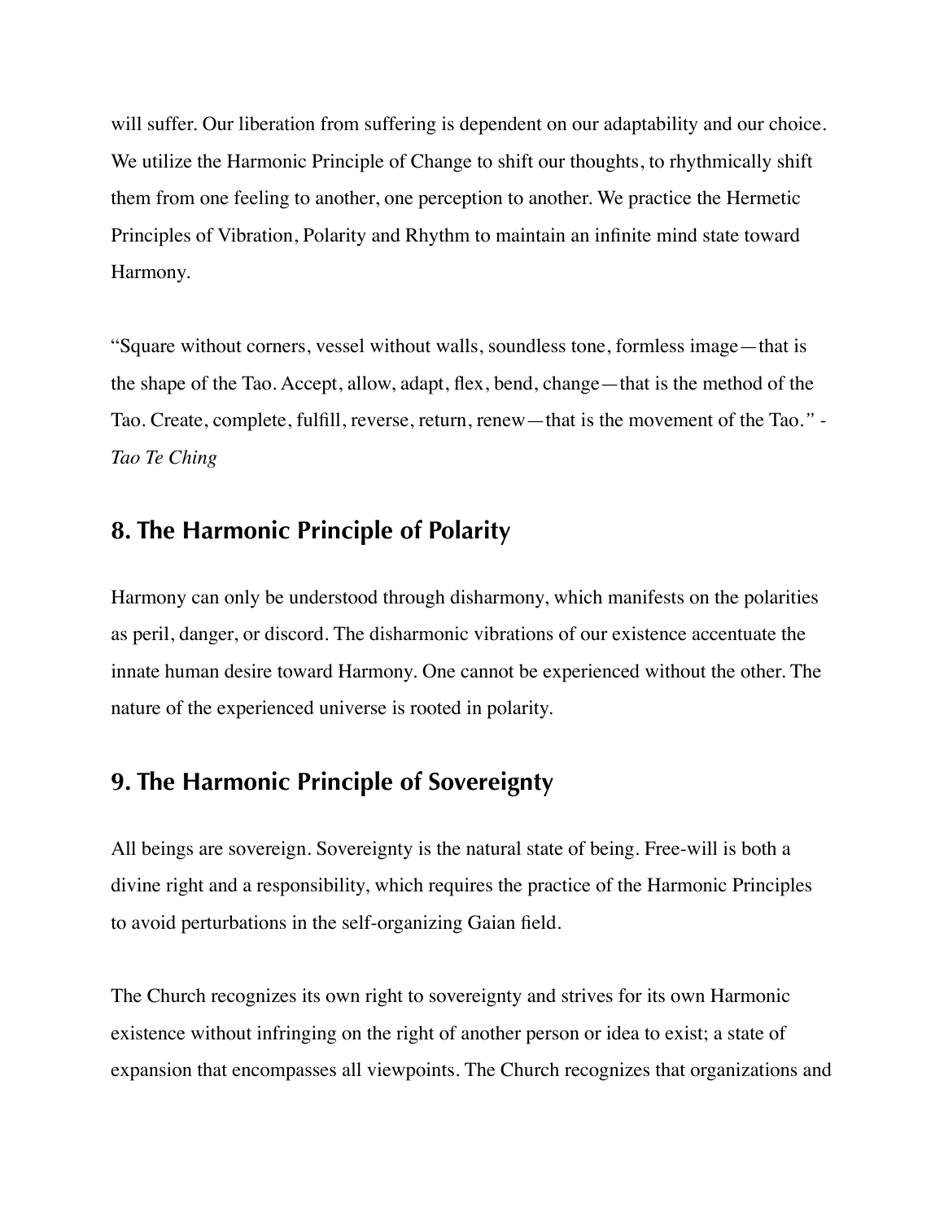will suffer. Our liberation from suffering is dependent on our adaptability and our choice. We utilize the Harmonic Principle of Change to shift our thoughts, to rhythmically shift them from one feeling to another, one perception to another. We practice the Hermetic Principles of Vibration, Polarity and Rhythm to maintain an infinite mind state toward Harmony.

"Square without corners, vessel without walls, soundless tone, formless image—that is the shape of the Tao. Accept, allow, adapt, flex, bend, change—that is the method of the Tao. Create, complete, fulfill, reverse, return, renew—that is the movement of the Tao." - *Tao Te Ching*

## 8. The Harmonic Principle of Polarity

Harmony can only be understood through disharmony, which manifests on the polarities as peril, danger, or discord. The disharmonic vibrations of our existence accentuate the innate human desire toward Harmony. One cannot be experienced without the other. The nature of the experienced universe is rooted in polarity.

## 9. The Harmonic Principle of Sovereignty

All beings are sovereign. Sovereignty is the natural state of being. Free-will is both a divine right and a responsibility, which requires the practice of the Harmonic Principles to avoid perturbations in the self-organizing Gaian field.

The Church recognizes its own right to sovereignty and strives for its own Harmonic existence without infringing on the right of another person or idea to exist; a state of expansion that encompasses all viewpoints. The Church recognizes that organizations and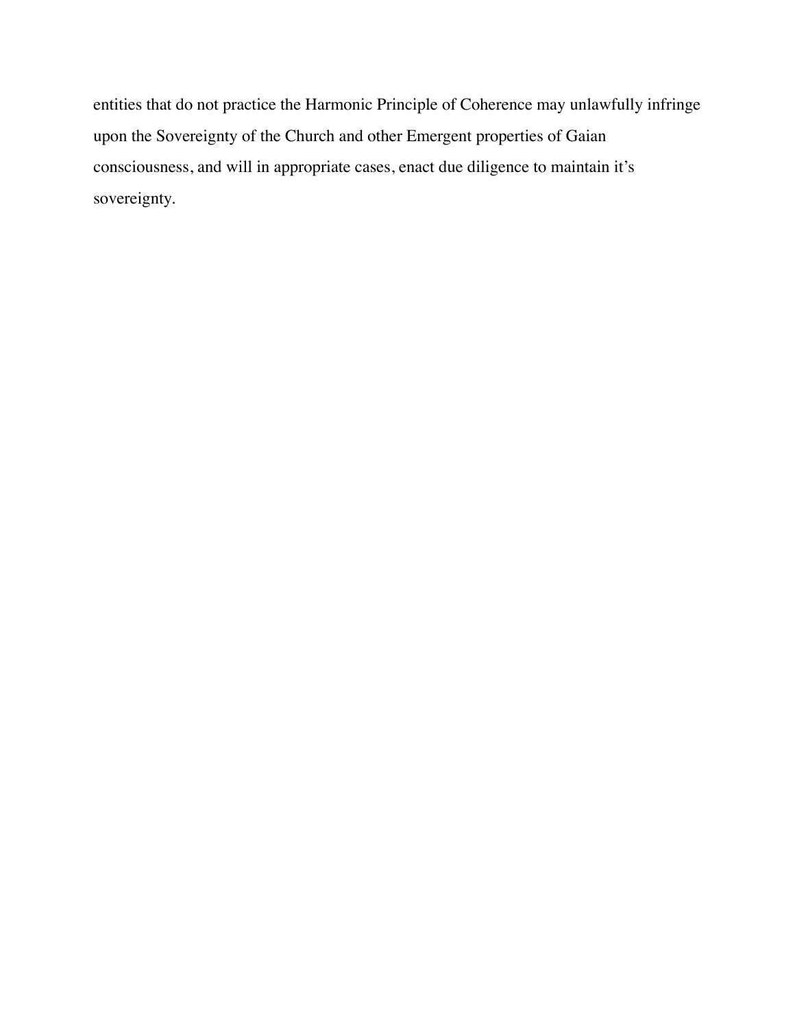entities that do not practice the Harmonic Principle of Coherence may unlawfully infringe upon the Sovereignty of the Church and other Emergent properties of Gaian consciousness, and will in appropriate cases, enact due diligence to maintain it's sovereignty.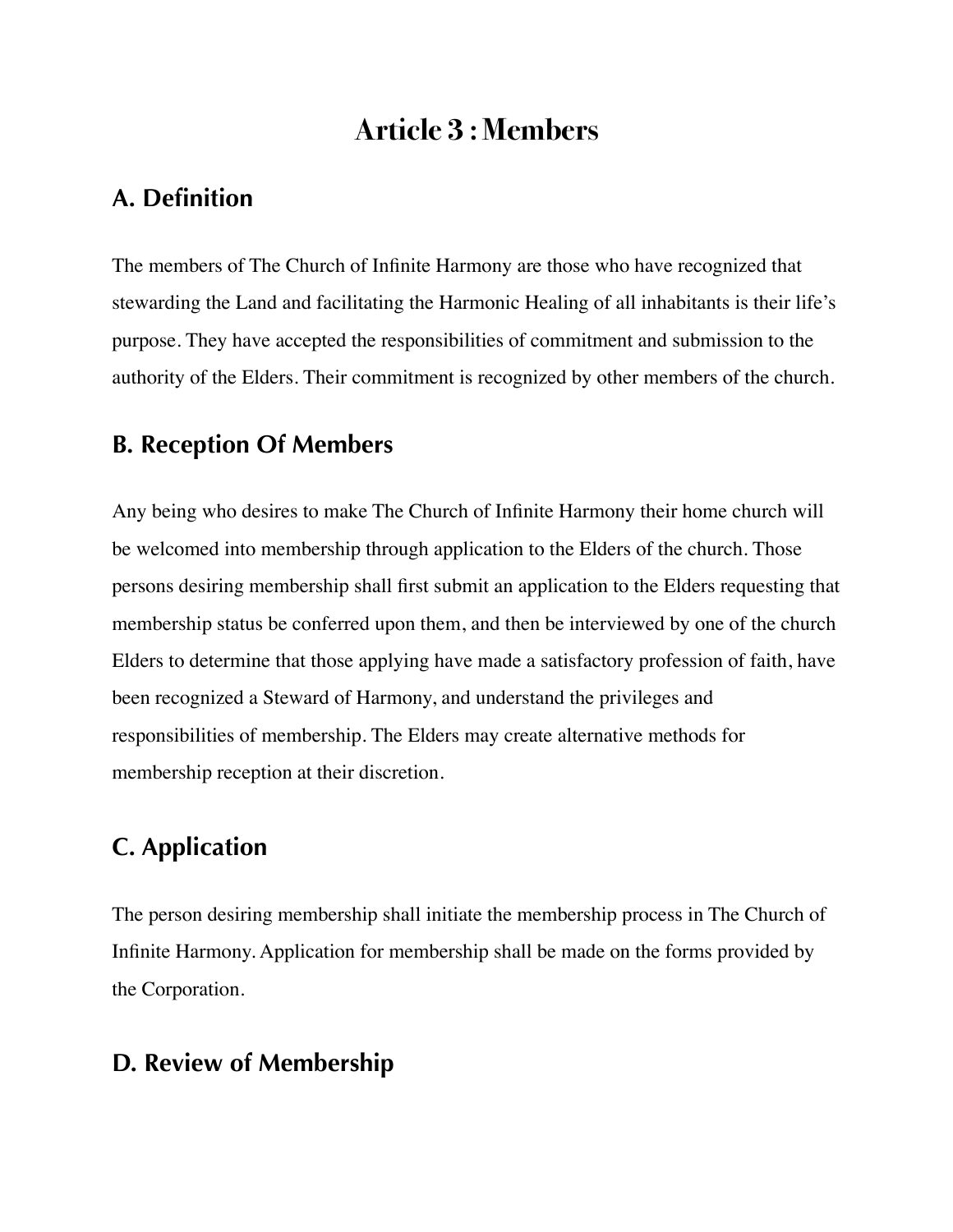# Article 3 : Members

## A. Definition

The members of The Church of Infinite Harmony are those who have recognized that stewarding the Land and facilitating the Harmonic Healing of all inhabitants is their life's purpose. They have accepted the responsibilities of commitment and submission to the authority of the Elders. Their commitment is recognized by other members of the church.

## B. Reception Of Members

Any being who desires to make The Church of Infinite Harmony their home church will be welcomed into membership through application to the Elders of the church. Those persons desiring membership shall first submit an application to the Elders requesting that membership status be conferred upon them, and then be interviewed by one of the church Elders to determine that those applying have made a satisfactory profession of faith, have been recognized a Steward of Harmony, and understand the privileges and responsibilities of membership. The Elders may create alternative methods for membership reception at their discretion.

## C. Application

The person desiring membership shall initiate the membership process in The Church of Infinite Harmony. Application for membership shall be made on the forms provided by the Corporation.

## D. Review of Membership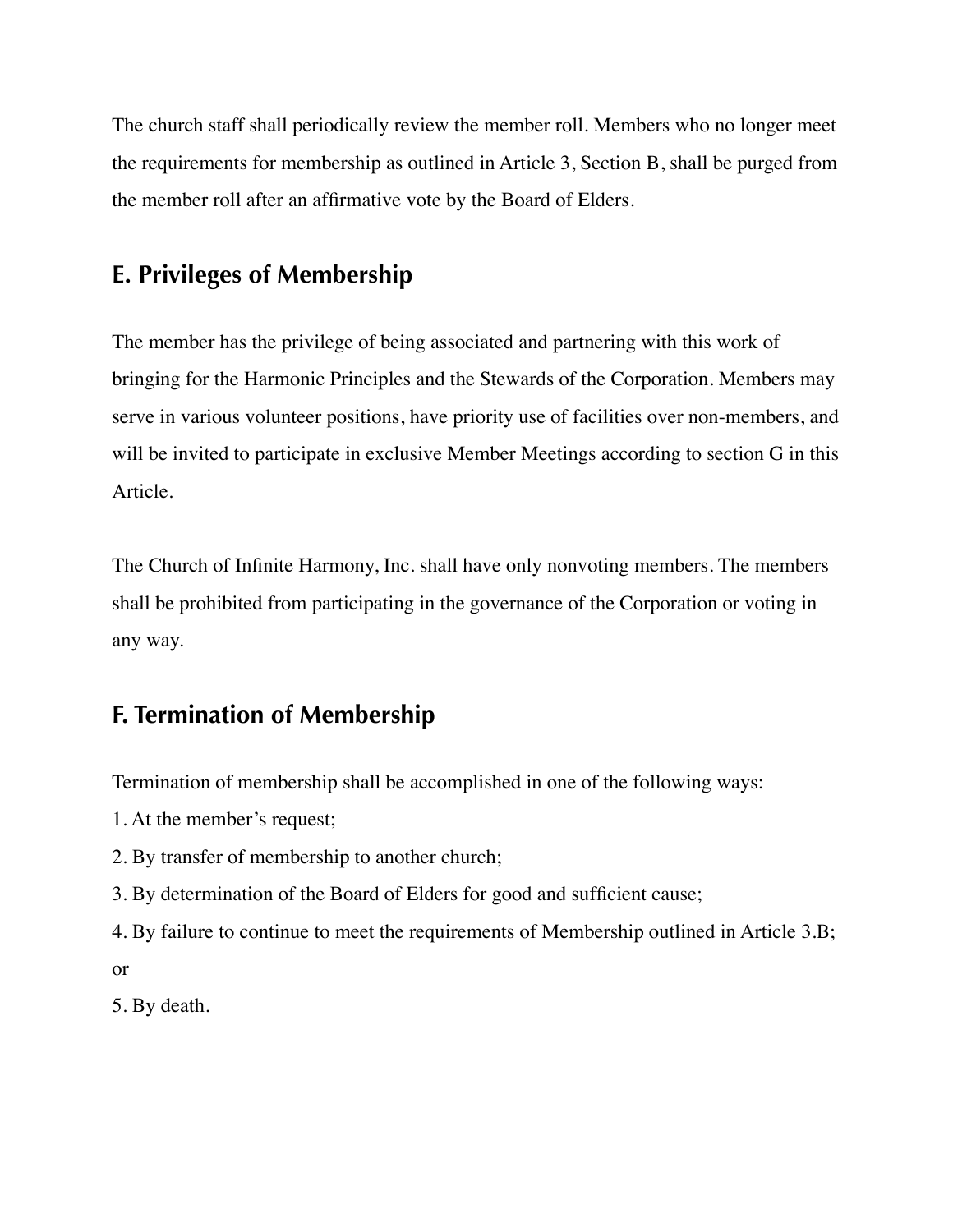The church staff shall periodically review the member roll. Members who no longer meet the requirements for membership as outlined in Article 3, Section B, shall be purged from the member roll after an affirmative vote by the Board of Elders.

## E. Privileges of Membership

The member has the privilege of being associated and partnering with this work of bringing for the Harmonic Principles and the Stewards of the Corporation. Members may serve in various volunteer positions, have priority use of facilities over non-members, and will be invited to participate in exclusive Member Meetings according to section G in this Article.

The Church of Infinite Harmony, Inc. shall have only nonvoting members. The members shall be prohibited from participating in the governance of the Corporation or voting in any way.

## F. Termination of Membership

Termination of membership shall be accomplished in one of the following ways:

1. At the member's request;
2. By transfer of membership to another church;
3. By determination of the Board of Elders for good and sufficient cause;
4. By failure to continue to meet the requirements of Membership outlined in Article 3.B; or
5. By death.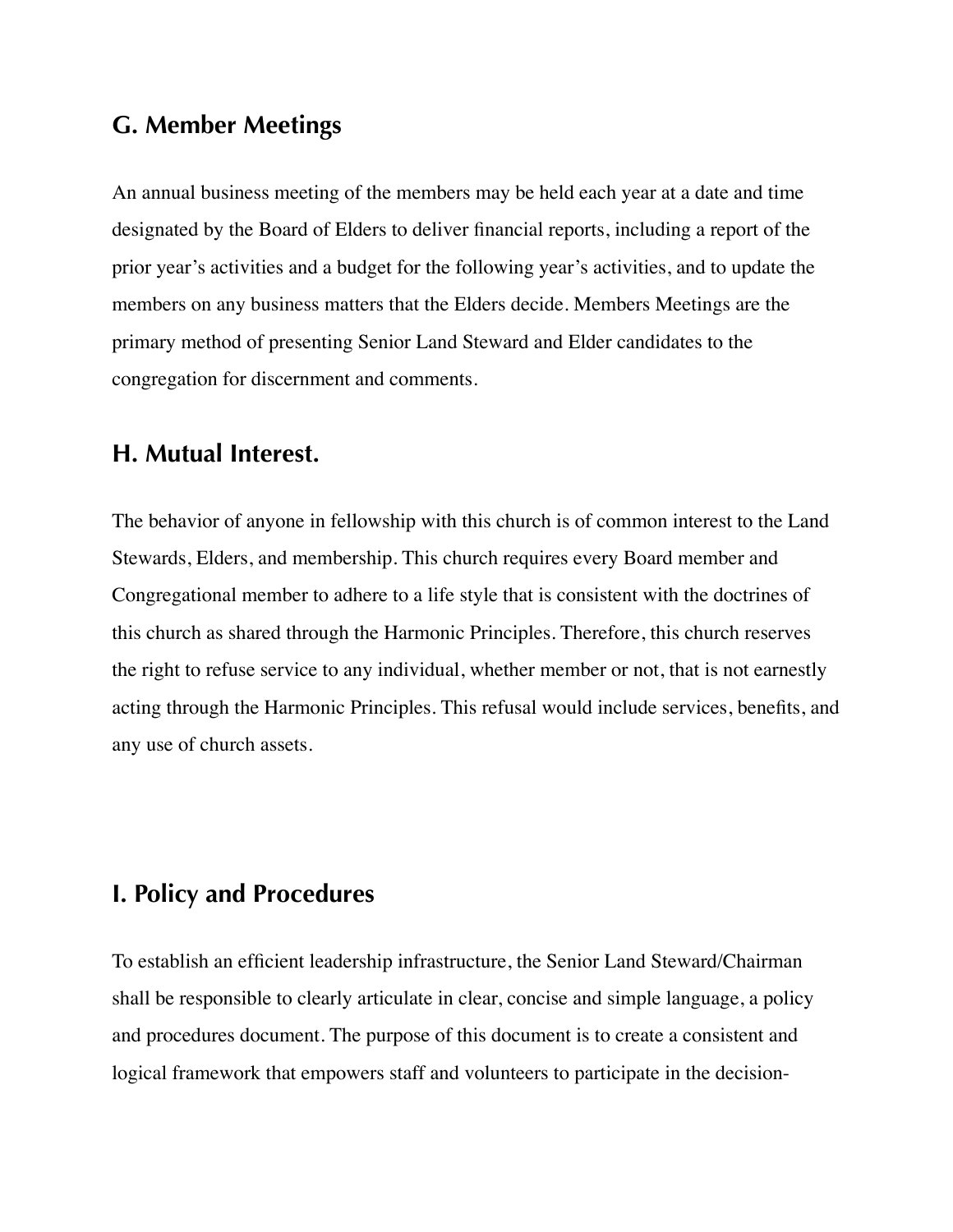## G. Member Meetings

An annual business meeting of the members may be held each year at a date and time designated by the Board of Elders to deliver financial reports, including a report of the prior year's activities and a budget for the following year's activities, and to update the members on any business matters that the Elders decide. Members Meetings are the primary method of presenting Senior Land Steward and Elder candidates to the congregation for discernment and comments.

## H. Mutual Interest.

The behavior of anyone in fellowship with this church is of common interest to the Land Stewards, Elders, and membership. This church requires every Board member and Congregational member to adhere to a life style that is consistent with the doctrines of this church as shared through the Harmonic Principles. Therefore, this church reserves the right to refuse service to any individual, whether member or not, that is not earnestly acting through the Harmonic Principles. This refusal would include services, benefits, and any use of church assets.

## I. Policy and Procedures

To establish an efficient leadership infrastructure, the Senior Land Steward/Chairman shall be responsible to clearly articulate in clear, concise and simple language, a policy and procedures document. The purpose of this document is to create a consistent and logical framework that empowers staff and volunteers to participate in the decision-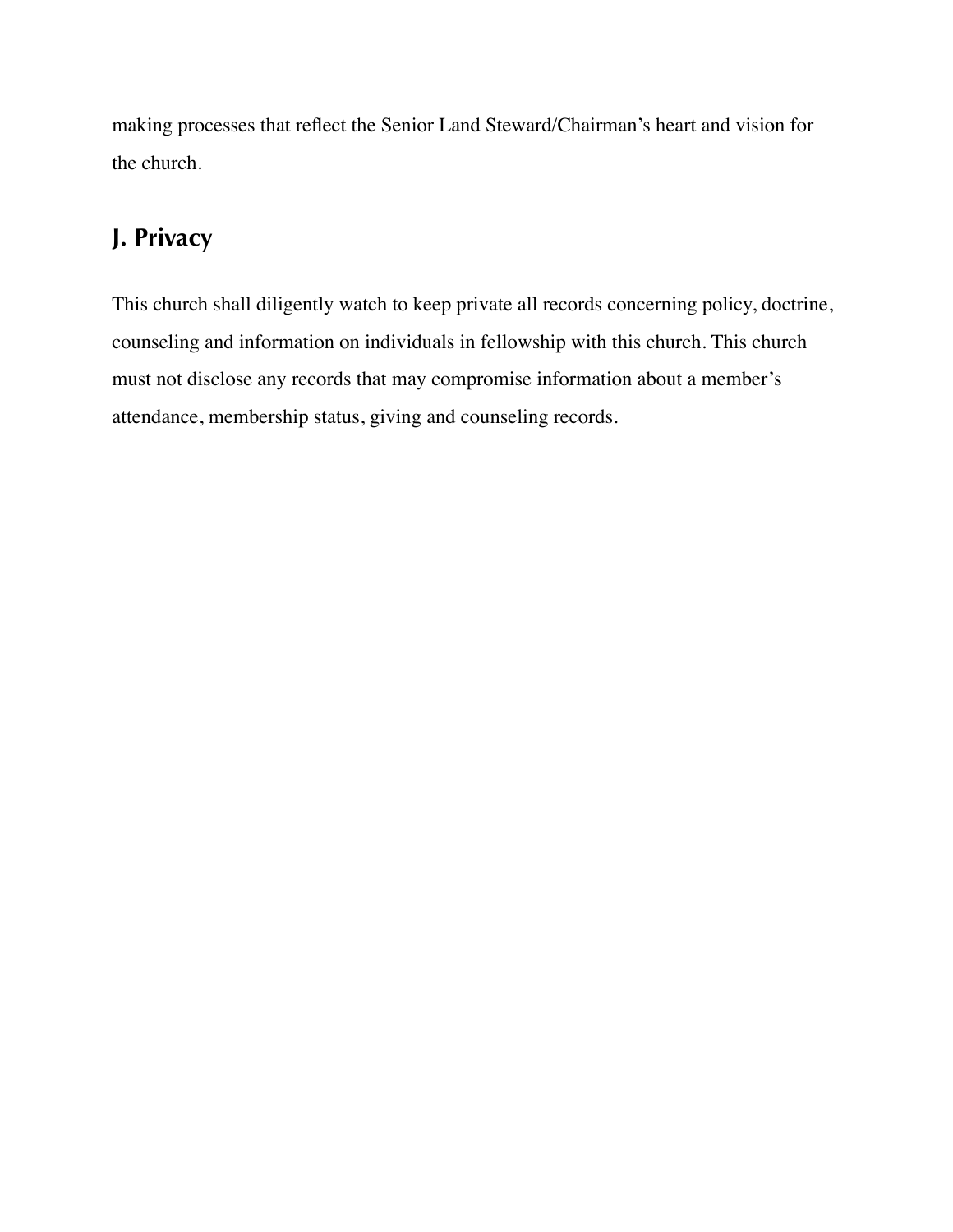making processes that reflect the Senior Land Steward/Chairman's heart and vision for the church.

## J. Privacy

This church shall diligently watch to keep private all records concerning policy, doctrine, counseling and information on individuals in fellowship with this church. This church must not disclose any records that may compromise information about a member's attendance, membership status, giving and counseling records.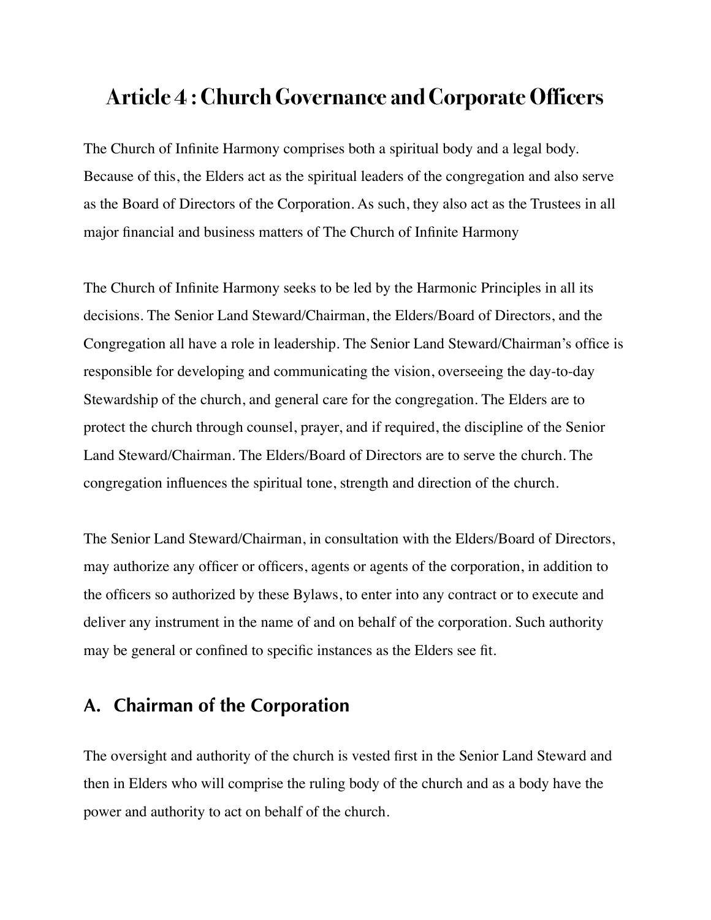# Article 4 : Church Governance and Corporate Officers

The Church of Infinite Harmony comprises both a spiritual body and a legal body. Because of this, the Elders act as the spiritual leaders of the congregation and also serve as the Board of Directors of the Corporation. As such, they also act as the Trustees in all major financial and business matters of The Church of Infinite Harmony

The Church of Infinite Harmony seeks to be led by the Harmonic Principles in all its decisions. The Senior Land Steward/Chairman, the Elders/Board of Directors, and the Congregation all have a role in leadership. The Senior Land Steward/Chairman's office is responsible for developing and communicating the vision, overseeing the day-to-day Stewardship of the church, and general care for the congregation. The Elders are to protect the church through counsel, prayer, and if required, the discipline of the Senior Land Steward/Chairman. The Elders/Board of Directors are to serve the church. The congregation influences the spiritual tone, strength and direction of the church.

The Senior Land Steward/Chairman, in consultation with the Elders/Board of Directors, may authorize any officer or officers, agents or agents of the corporation, in addition to the officers so authorized by these Bylaws, to enter into any contract or to execute and deliver any instrument in the name of and on behalf of the corporation. Such authority may be general or confined to specific instances as the Elders see fit.

## A. Chairman of the Corporation

The oversight and authority of the church is vested first in the Senior Land Steward and then in Elders who will comprise the ruling body of the church and as a body have the power and authority to act on behalf of the church.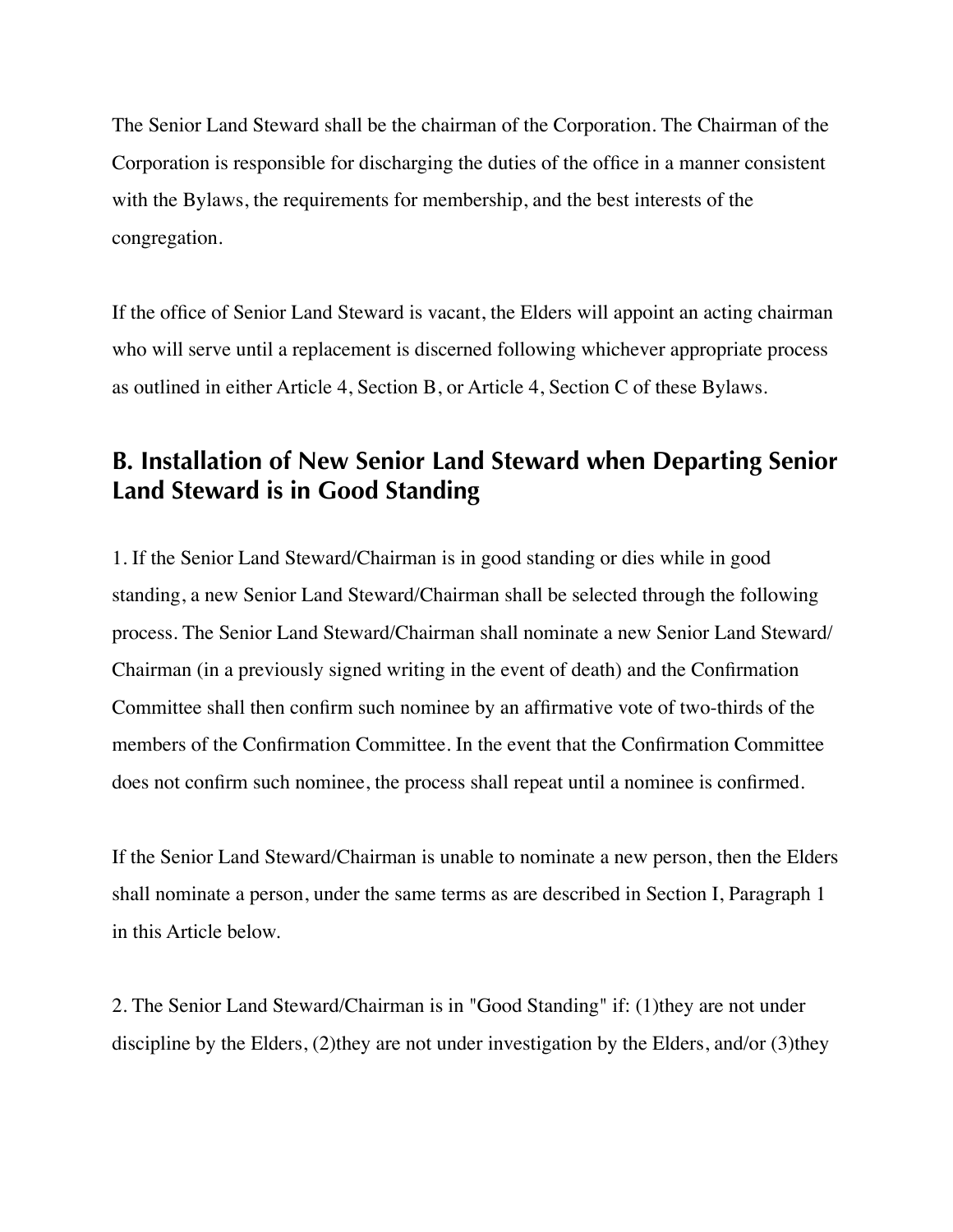The Senior Land Steward shall be the chairman of the Corporation. The Chairman of the Corporation is responsible for discharging the duties of the office in a manner consistent with the Bylaws, the requirements for membership, and the best interests of the congregation.

If the office of Senior Land Steward is vacant, the Elders will appoint an acting chairman who will serve until a replacement is discerned following whichever appropriate process as outlined in either Article 4, Section B, or Article 4, Section C of these Bylaws.

## B. Installation of New Senior Land Steward when Departing Senior Land Steward is in Good Standing

1. If the Senior Land Steward/Chairman is in good standing or dies while in good standing, a new Senior Land Steward/Chairman shall be selected through the following process. The Senior Land Steward/Chairman shall nominate a new Senior Land Steward/Chairman (in a previously signed writing in the event of death) and the Confirmation Committee shall then confirm such nominee by an affirmative vote of two-thirds of the members of the Confirmation Committee. In the event that the Confirmation Committee does not confirm such nominee, the process shall repeat until a nominee is confirmed.

If the Senior Land Steward/Chairman is unable to nominate a new person, then the Elders shall nominate a person, under the same terms as are described in Section I, Paragraph 1 in this Article below.

2. The Senior Land Steward/Chairman is in "Good Standing" if: (1)they are not under discipline by the Elders, (2)they are not under investigation by the Elders, and/or (3)they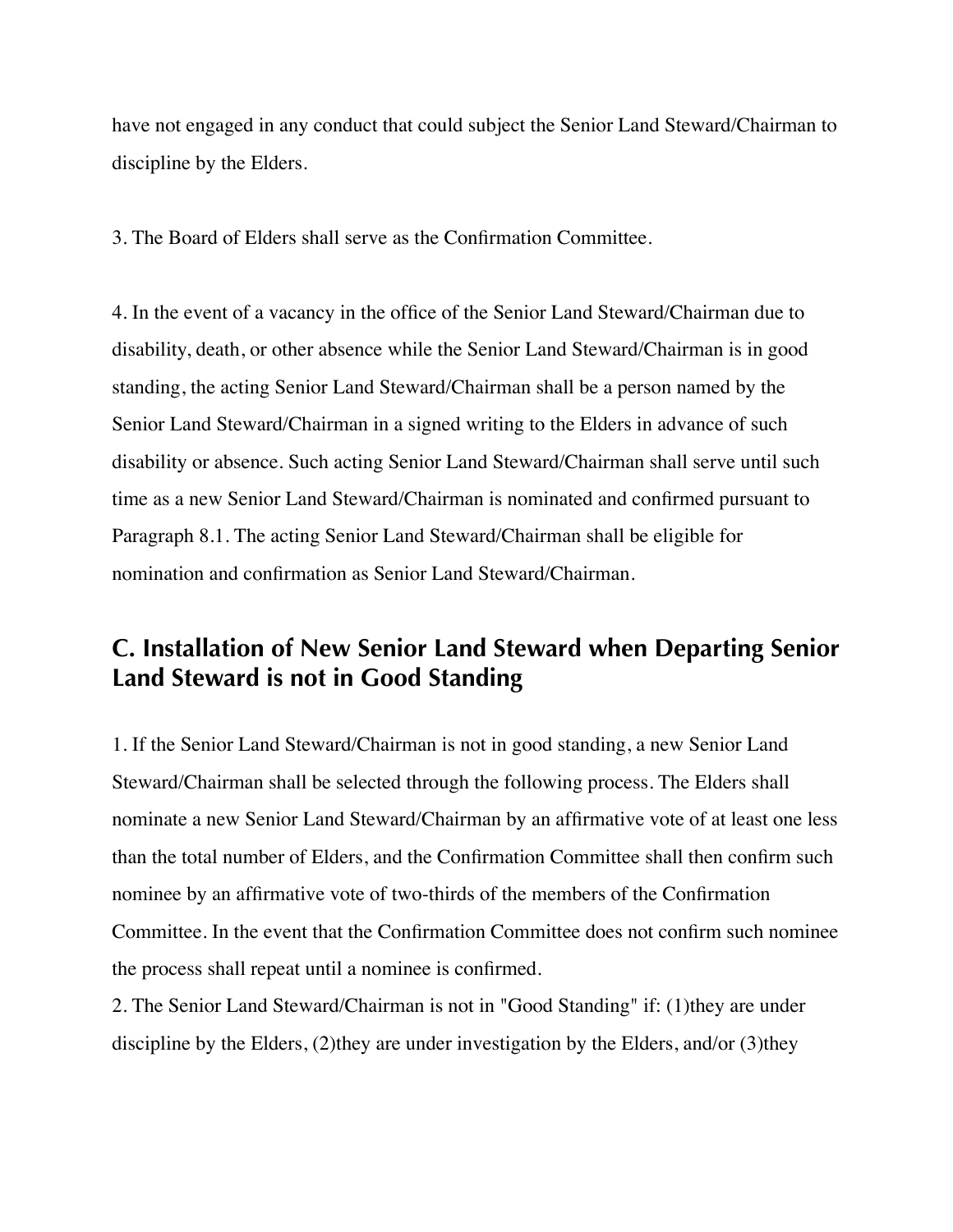have not engaged in any conduct that could subject the Senior Land Steward/Chairman to discipline by the Elders.

3. The Board of Elders shall serve as the Confirmation Committee.

4. In the event of a vacancy in the office of the Senior Land Steward/Chairman due to disability, death, or other absence while the Senior Land Steward/Chairman is in good standing, the acting Senior Land Steward/Chairman shall be a person named by the Senior Land Steward/Chairman in a signed writing to the Elders in advance of such disability or absence. Such acting Senior Land Steward/Chairman shall serve until such time as a new Senior Land Steward/Chairman is nominated and confirmed pursuant to Paragraph 8.1. The acting Senior Land Steward/Chairman shall be eligible for nomination and confirmation as Senior Land Steward/Chairman.

## C. Installation of New Senior Land Steward when Departing Senior Land Steward is not in Good Standing

1. If the Senior Land Steward/Chairman is not in good standing, a new Senior Land Steward/Chairman shall be selected through the following process. The Elders shall nominate a new Senior Land Steward/Chairman by an affirmative vote of at least one less than the total number of Elders, and the Confirmation Committee shall then confirm such nominee by an affirmative vote of two-thirds of the members of the Confirmation Committee. In the event that the Confirmation Committee does not confirm such nominee the process shall repeat until a nominee is confirmed.

2. The Senior Land Steward/Chairman is not in "Good Standing" if: (1)they are under discipline by the Elders, (2)they are under investigation by the Elders, and/or (3)they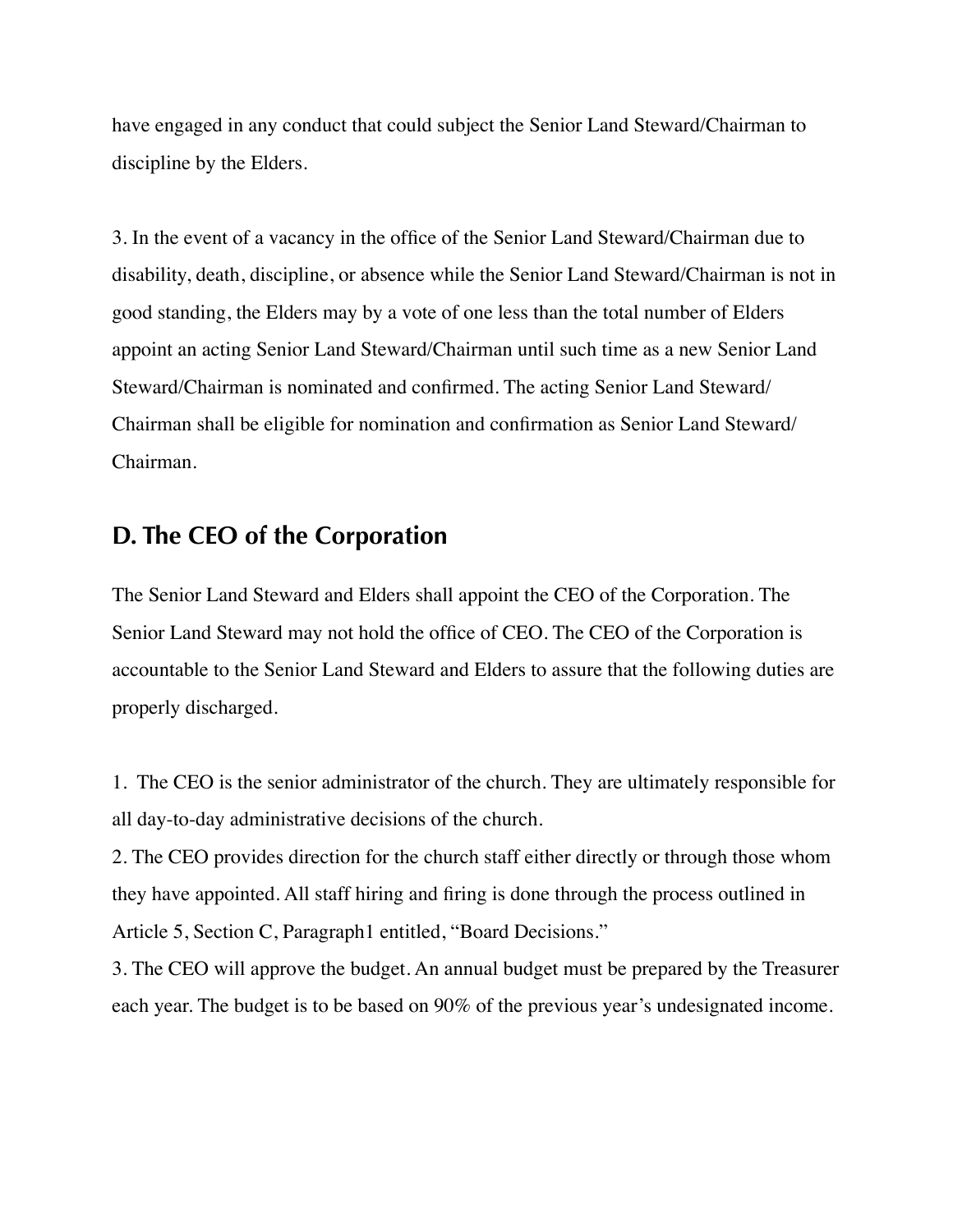have engaged in any conduct that could subject the Senior Land Steward/Chairman to discipline by the Elders.

3. In the event of a vacancy in the office of the Senior Land Steward/Chairman due to disability, death, discipline, or absence while the Senior Land Steward/Chairman is not in good standing, the Elders may by a vote of one less than the total number of Elders appoint an acting Senior Land Steward/Chairman until such time as a new Senior Land Steward/Chairman is nominated and confirmed. The acting Senior Land Steward/Chairman shall be eligible for nomination and confirmation as Senior Land Steward/Chairman.

## D. The CEO of the Corporation

The Senior Land Steward and Elders shall appoint the CEO of the Corporation. The Senior Land Steward may not hold the office of CEO. The CEO of the Corporation is accountable to the Senior Land Steward and Elders to assure that the following duties are properly discharged.

1. The CEO is the senior administrator of the church. They are ultimately responsible for all day-to-day administrative decisions of the church.
2. The CEO provides direction for the church staff either directly or through those whom they have appointed. All staff hiring and firing is done through the process outlined in Article 5, Section C, Paragraph1 entitled, "Board Decisions."
3. The CEO will approve the budget. An annual budget must be prepared by the Treasurer each year. The budget is to be based on 90% of the previous year's undesignated income.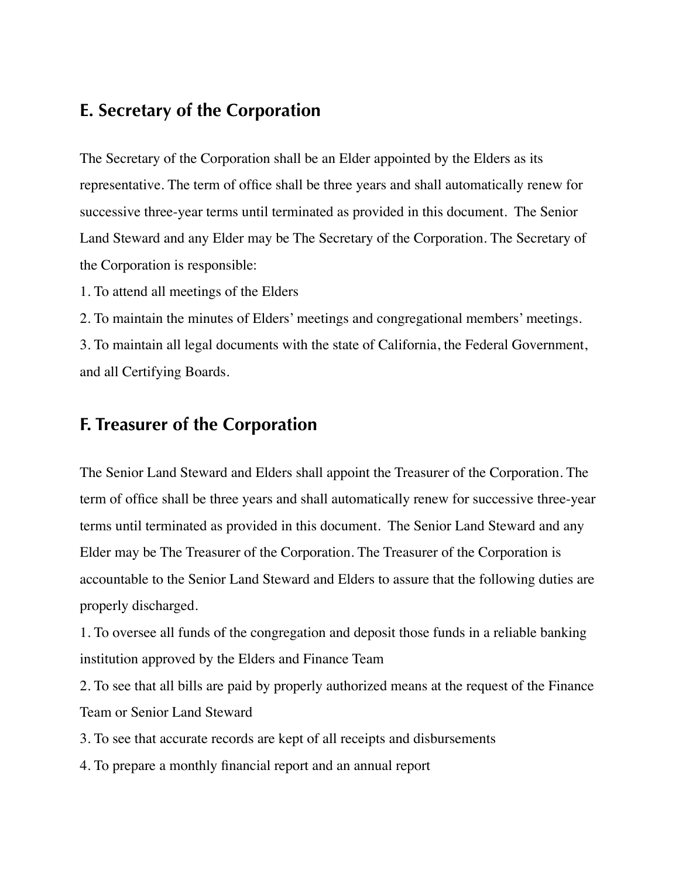## E. Secretary of the Corporation

The Secretary of the Corporation shall be an Elder appointed by the Elders as its representative. The term of office shall be three years and shall automatically renew for successive three-year terms until terminated as provided in this document. The Senior Land Steward and any Elder may be The Secretary of the Corporation. The Secretary of the Corporation is responsible:

1. To attend all meetings of the Elders
2. To maintain the minutes of Elders' meetings and congregational members' meetings.
3. To maintain all legal documents with the state of California, the Federal Government, and all Certifying Boards.

## F. Treasurer of the Corporation

The Senior Land Steward and Elders shall appoint the Treasurer of the Corporation. The term of office shall be three years and shall automatically renew for successive three-year terms until terminated as provided in this document. The Senior Land Steward and any Elder may be The Treasurer of the Corporation. The Treasurer of the Corporation is accountable to the Senior Land Steward and Elders to assure that the following duties are properly discharged.

1. To oversee all funds of the congregation and deposit those funds in a reliable banking institution approved by the Elders and Finance Team
2. To see that all bills are paid by properly authorized means at the request of the Finance Team or Senior Land Steward
3. To see that accurate records are kept of all receipts and disbursements
4. To prepare a monthly financial report and an annual report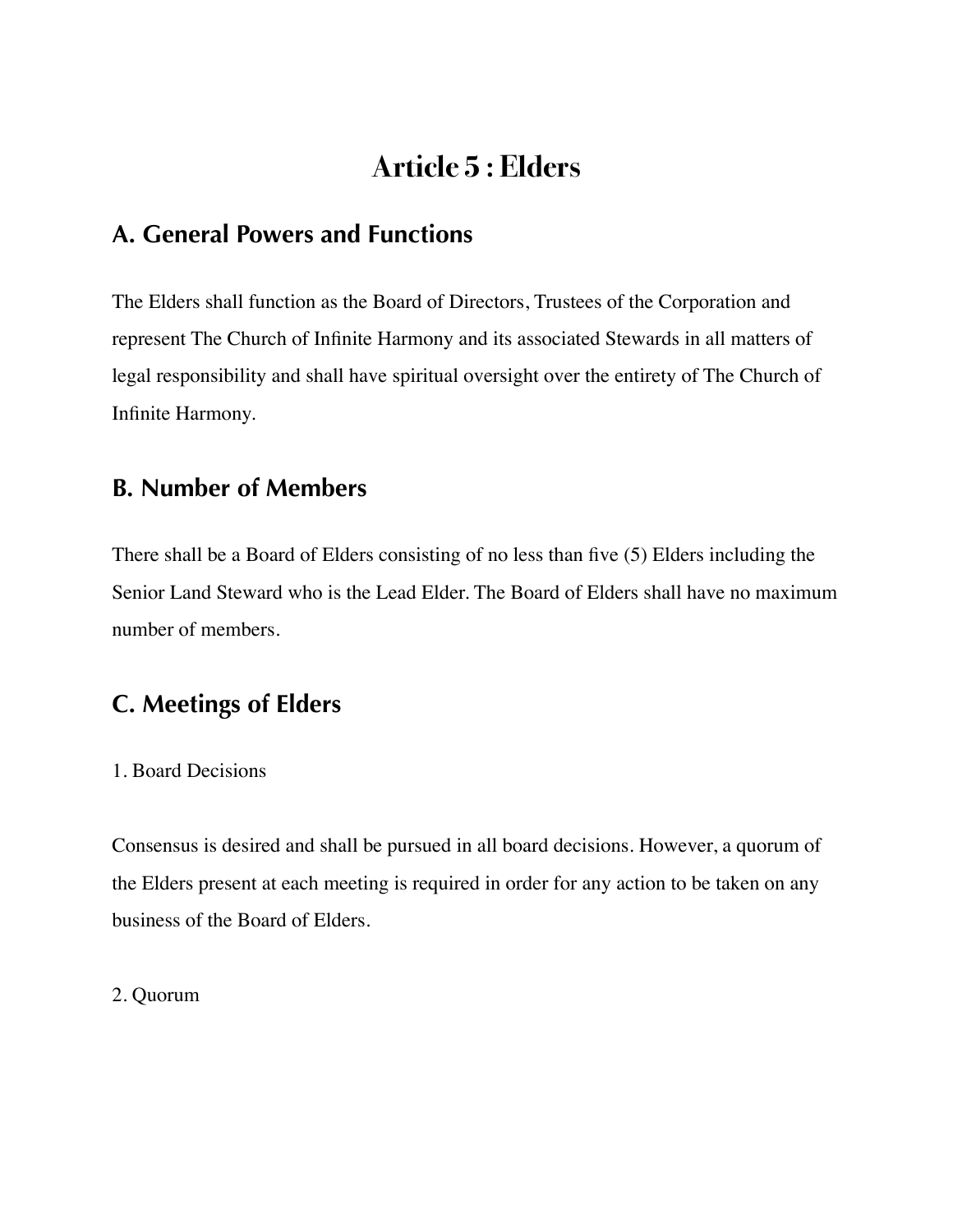# Article 5 : Elders

## A. General Powers and Functions

The Elders shall function as the Board of Directors, Trustees of the Corporation and represent The Church of Infinite Harmony and its associated Stewards in all matters of legal responsibility and shall have spiritual oversight over the entirety of The Church of Infinite Harmony.

## B. Number of Members

There shall be a Board of Elders consisting of no less than five (5) Elders including the Senior Land Steward who is the Lead Elder. The Board of Elders shall have no maximum number of members.

## C. Meetings of Elders

1. Board Decisions

Consensus is desired and shall be pursued in all board decisions. However, a quorum of the Elders present at each meeting is required in order for any action to be taken on any business of the Board of Elders.

2. Quorum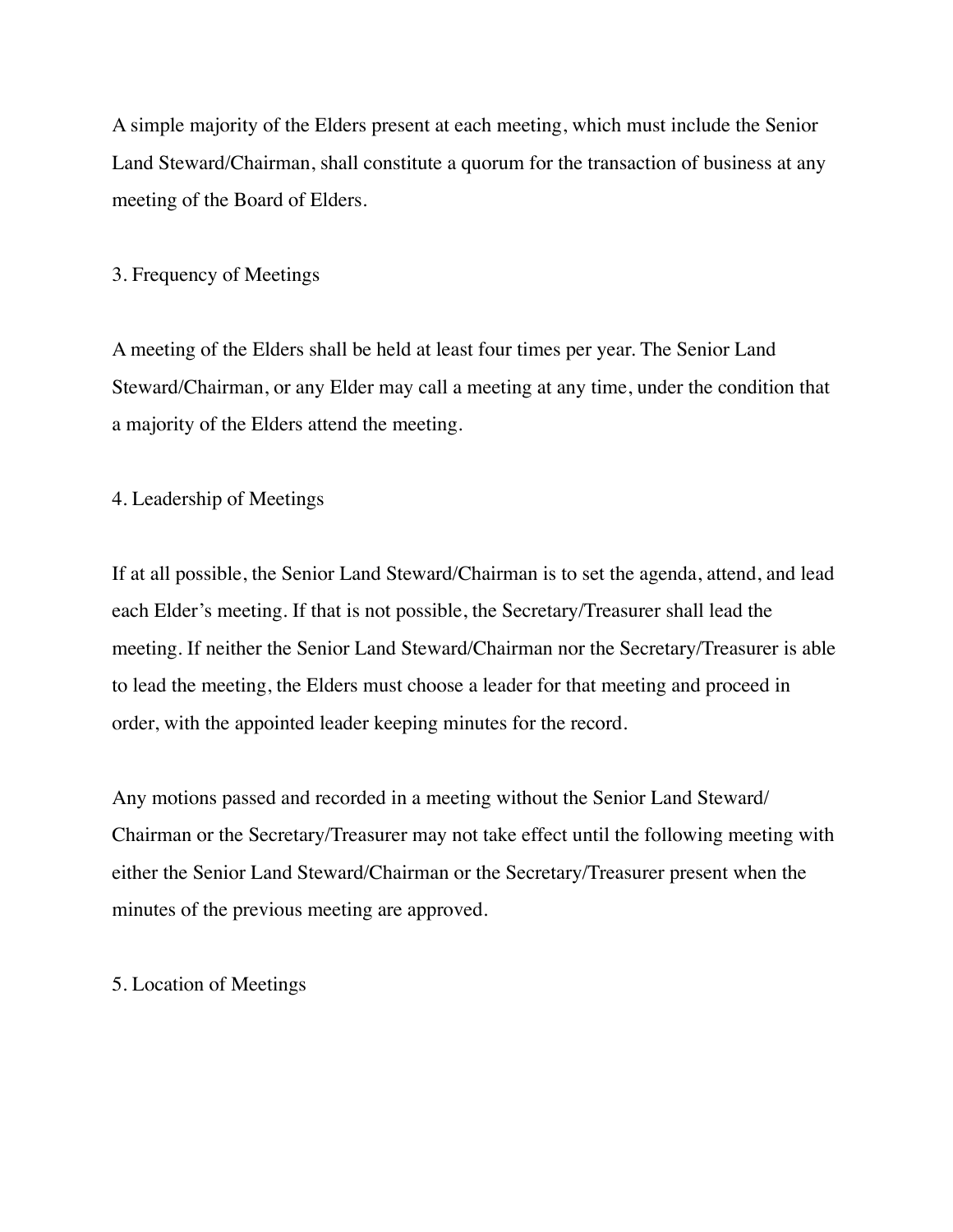A simple majority of the Elders present at each meeting, which must include the Senior Land Steward/Chairman, shall constitute a quorum for the transaction of business at any meeting of the Board of Elders.

3. Frequency of Meetings

A meeting of the Elders shall be held at least four times per year. The Senior Land Steward/Chairman, or any Elder may call a meeting at any time, under the condition that a majority of the Elders attend the meeting.

4. Leadership of Meetings

If at all possible, the Senior Land Steward/Chairman is to set the agenda, attend, and lead each Elder's meeting. If that is not possible, the Secretary/Treasurer shall lead the meeting. If neither the Senior Land Steward/Chairman nor the Secretary/Treasurer is able to lead the meeting, the Elders must choose a leader for that meeting and proceed in order, with the appointed leader keeping minutes for the record.

Any motions passed and recorded in a meeting without the Senior Land Steward/Chairman or the Secretary/Treasurer may not take effect until the following meeting with either the Senior Land Steward/Chairman or the Secretary/Treasurer present when the minutes of the previous meeting are approved.

5. Location of Meetings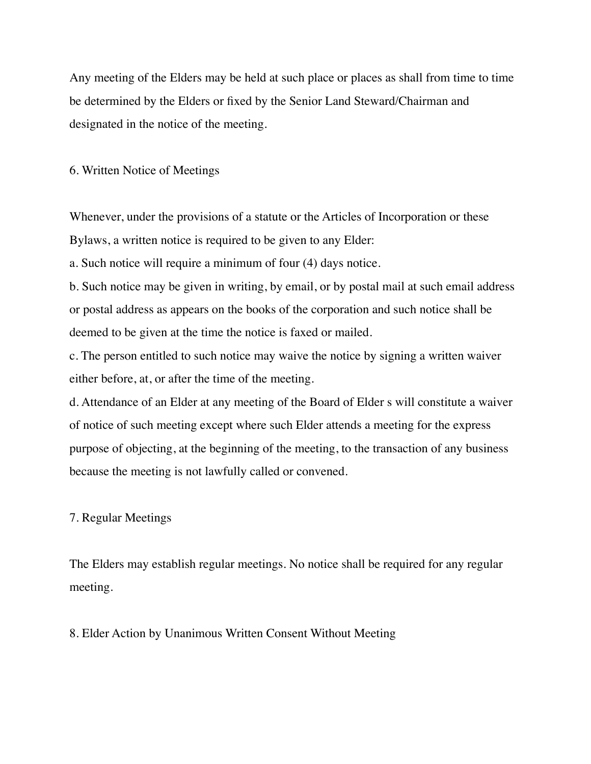Any meeting of the Elders may be held at such place or places as shall from time to time be determined by the Elders or fixed by the Senior Land Steward/Chairman and designated in the notice of the meeting.

6. Written Notice of Meetings

Whenever, under the provisions of a statute or the Articles of Incorporation or these Bylaws, a written notice is required to be given to any Elder:

a. Such notice will require a minimum of four (4) days notice.

b. Such notice may be given in writing, by email, or by postal mail at such email address or postal address as appears on the books of the corporation and such notice shall be deemed to be given at the time the notice is faxed or mailed.

c. The person entitled to such notice may waive the notice by signing a written waiver either before, at, or after the time of the meeting.

d. Attendance of an Elder at any meeting of the Board of Elder s will constitute a waiver of notice of such meeting except where such Elder attends a meeting for the express purpose of objecting, at the beginning of the meeting, to the transaction of any business because the meeting is not lawfully called or convened.

7. Regular Meetings

The Elders may establish regular meetings. No notice shall be required for any regular meeting.

8. Elder Action by Unanimous Written Consent Without Meeting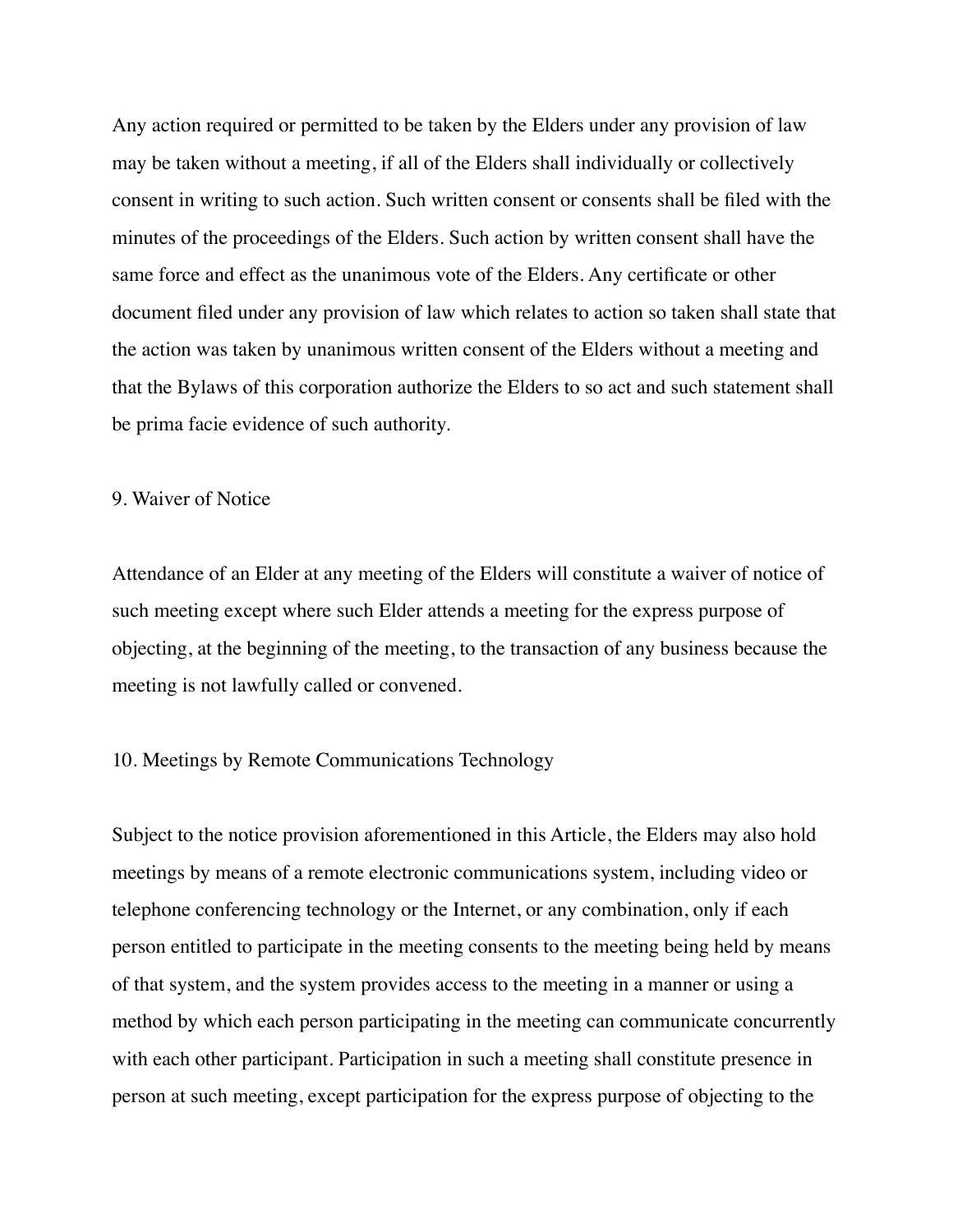Any action required or permitted to be taken by the Elders under any provision of law may be taken without a meeting, if all of the Elders shall individually or collectively consent in writing to such action. Such written consent or consents shall be filed with the minutes of the proceedings of the Elders. Such action by written consent shall have the same force and effect as the unanimous vote of the Elders. Any certificate or other document filed under any provision of law which relates to action so taken shall state that the action was taken by unanimous written consent of the Elders without a meeting and that the Bylaws of this corporation authorize the Elders to so act and such statement shall be prima facie evidence of such authority.

9. Waiver of Notice

Attendance of an Elder at any meeting of the Elders will constitute a waiver of notice of such meeting except where such Elder attends a meeting for the express purpose of objecting, at the beginning of the meeting, to the transaction of any business because the meeting is not lawfully called or convened.

10. Meetings by Remote Communications Technology

Subject to the notice provision aforementioned in this Article, the Elders may also hold meetings by means of a remote electronic communications system, including video or telephone conferencing technology or the Internet, or any combination, only if each person entitled to participate in the meeting consents to the meeting being held by means of that system, and the system provides access to the meeting in a manner or using a method by which each person participating in the meeting can communicate concurrently with each other participant. Participation in such a meeting shall constitute presence in person at such meeting, except participation for the express purpose of objecting to the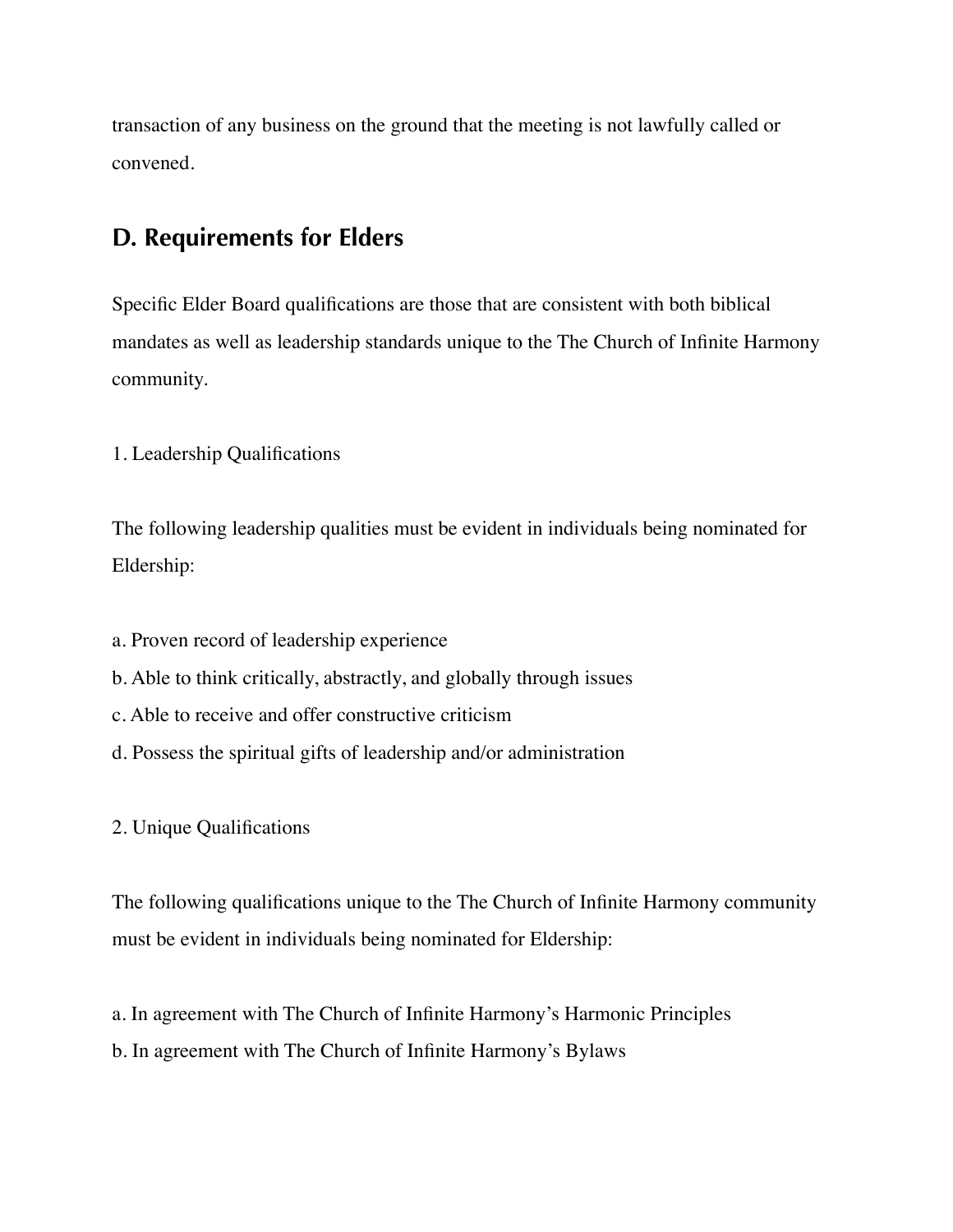transaction of any business on the ground that the meeting is not lawfully called or convened.

## D. Requirements for Elders

Specific Elder Board qualifications are those that are consistent with both biblical mandates as well as leadership standards unique to the The Church of Infinite Harmony community.

1. Leadership Qualifications

The following leadership qualities must be evident in individuals being nominated for Eldership:

a. Proven record of leadership experience
b. Able to think critically, abstractly, and globally through issues
c. Able to receive and offer constructive criticism
d. Possess the spiritual gifts of leadership and/or administration

2. Unique Qualifications

The following qualifications unique to the The Church of Infinite Harmony community must be evident in individuals being nominated for Eldership:

a. In agreement with The Church of Infinite Harmony's Harmonic Principles
b. In agreement with The Church of Infinite Harmony's Bylaws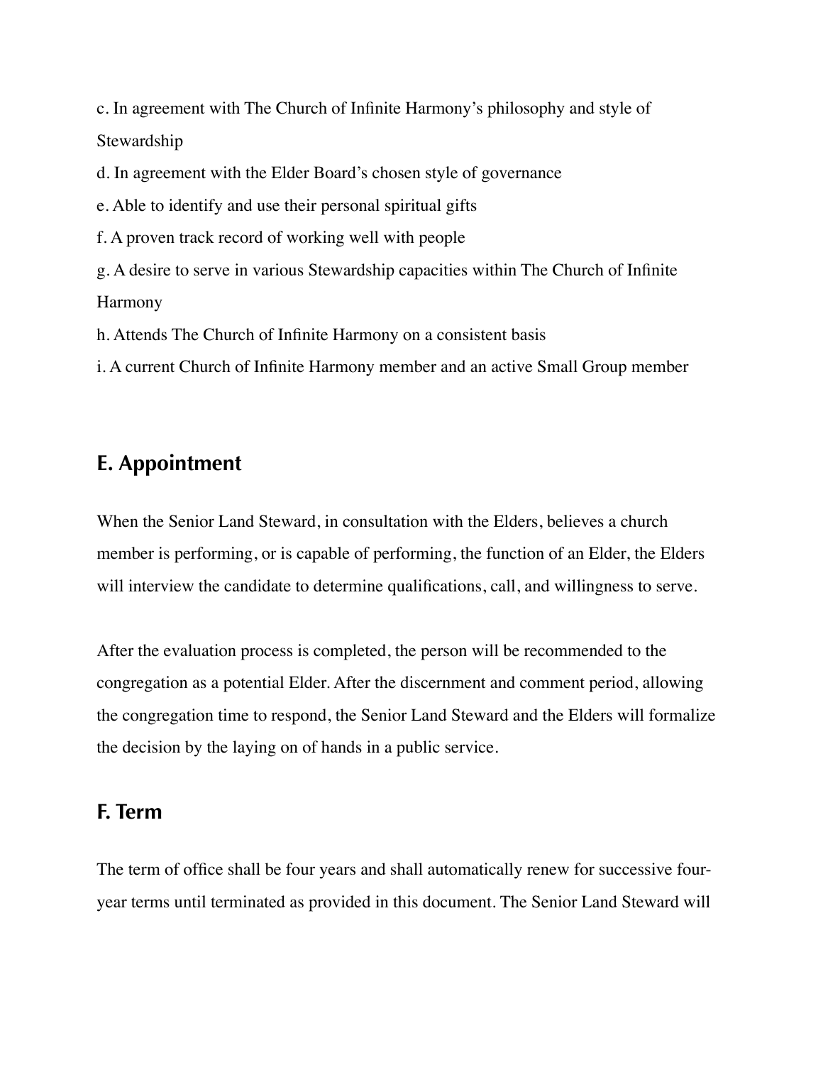c. In agreement with The Church of Infinite Harmony's philosophy and style of Stewardship

d. In agreement with the Elder Board's chosen style of governance

e. Able to identify and use their personal spiritual gifts

f. A proven track record of working well with people

g. A desire to serve in various Stewardship capacities within The Church of Infinite Harmony

h. Attends The Church of Infinite Harmony on a consistent basis

i. A current Church of Infinite Harmony member and an active Small Group member

## E. Appointment

When the Senior Land Steward, in consultation with the Elders, believes a church member is performing, or is capable of performing, the function of an Elder, the Elders will interview the candidate to determine qualifications, call, and willingness to serve.

After the evaluation process is completed, the person will be recommended to the congregation as a potential Elder. After the discernment and comment period, allowing the congregation time to respond, the Senior Land Steward and the Elders will formalize the decision by the laying on of hands in a public service.

## F. Term

The term of office shall be four years and shall automatically renew for successive four-year terms until terminated as provided in this document. The Senior Land Steward will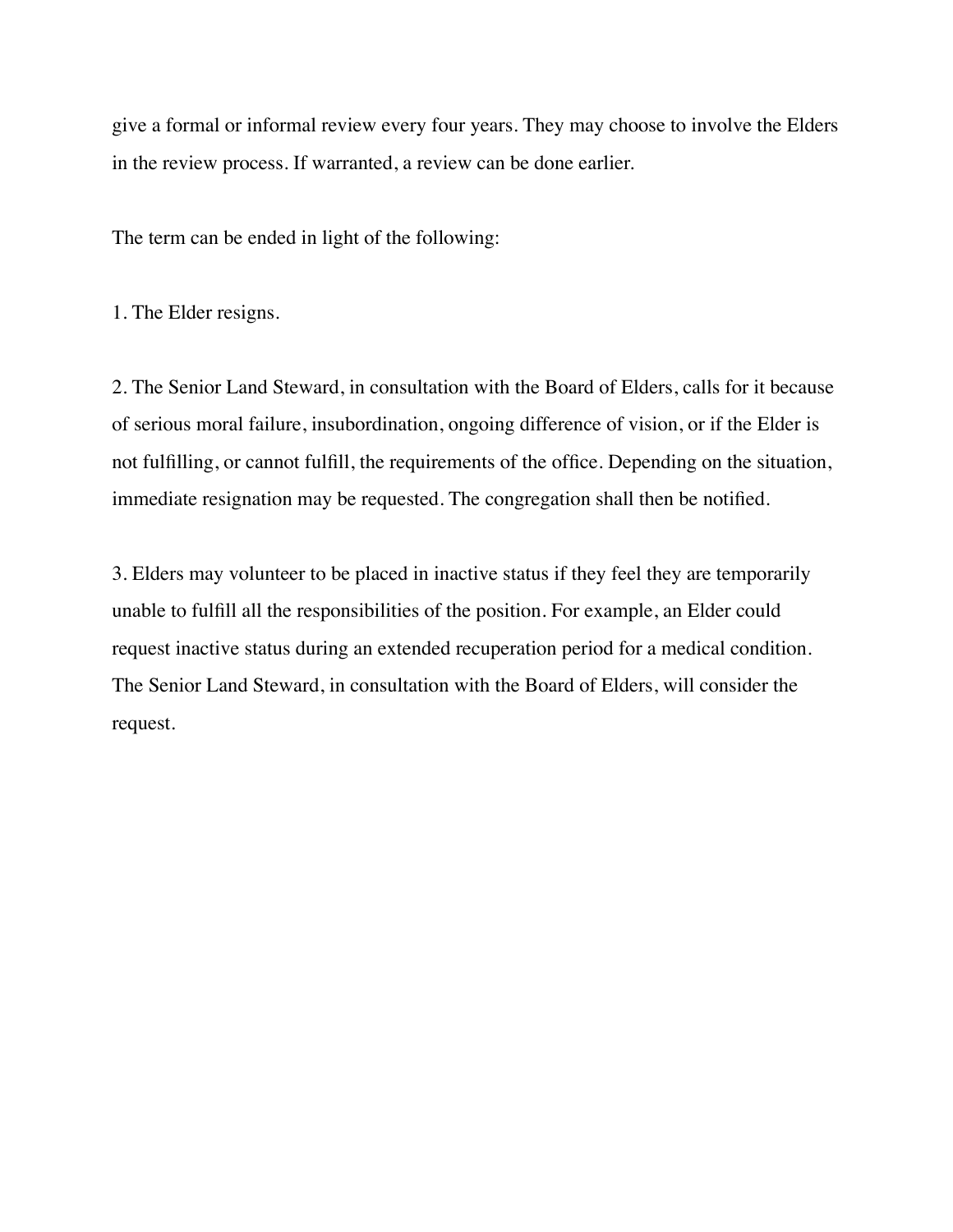give a formal or informal review every four years. They may choose to involve the Elders in the review process. If warranted, a review can be done earlier.

The term can be ended in light of the following:

1. The Elder resigns.

2. The Senior Land Steward, in consultation with the Board of Elders, calls for it because of serious moral failure, insubordination, ongoing difference of vision, or if the Elder is not fulfilling, or cannot fulfill, the requirements of the office. Depending on the situation, immediate resignation may be requested. The congregation shall then be notified.

3. Elders may volunteer to be placed in inactive status if they feel they are temporarily unable to fulfill all the responsibilities of the position. For example, an Elder could request inactive status during an extended recuperation period for a medical condition. The Senior Land Steward, in consultation with the Board of Elders, will consider the request.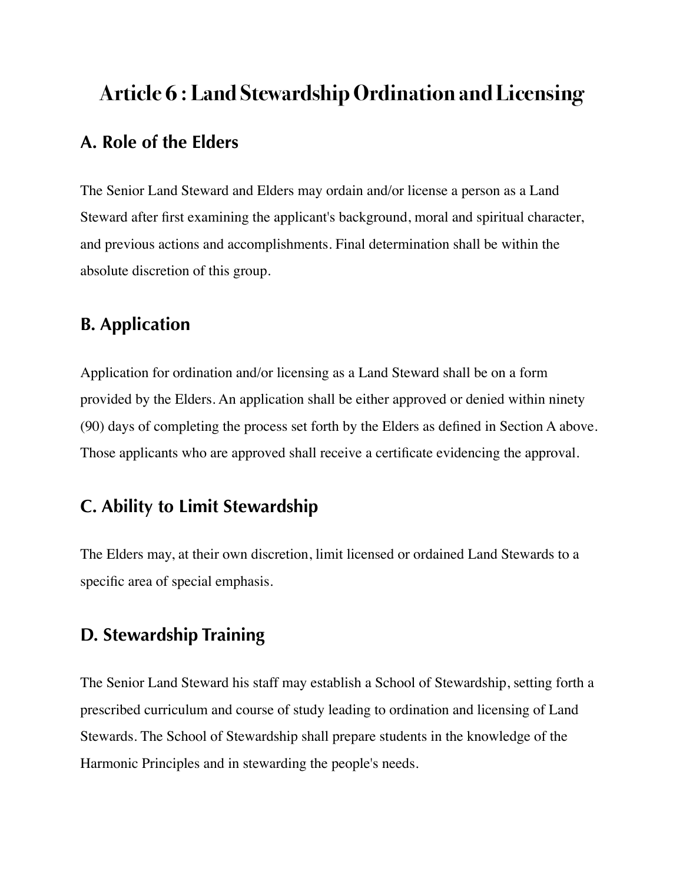# Article 6 : Land Stewardship Ordination and Licensing

## A. Role of the Elders

The Senior Land Steward and Elders may ordain and/or license a person as a Land Steward after first examining the applicant's background, moral and spiritual character, and previous actions and accomplishments. Final determination shall be within the absolute discretion of this group.

## B. Application

Application for ordination and/or licensing as a Land Steward shall be on a form provided by the Elders. An application shall be either approved or denied within ninety (90) days of completing the process set forth by the Elders as defined in Section A above. Those applicants who are approved shall receive a certificate evidencing the approval.

## C. Ability to Limit Stewardship

The Elders may, at their own discretion, limit licensed or ordained Land Stewards to a specific area of special emphasis.

## D. Stewardship Training

The Senior Land Steward his staff may establish a School of Stewardship, setting forth a prescribed curriculum and course of study leading to ordination and licensing of Land Stewards. The School of Stewardship shall prepare students in the knowledge of the Harmonic Principles and in stewarding the people's needs.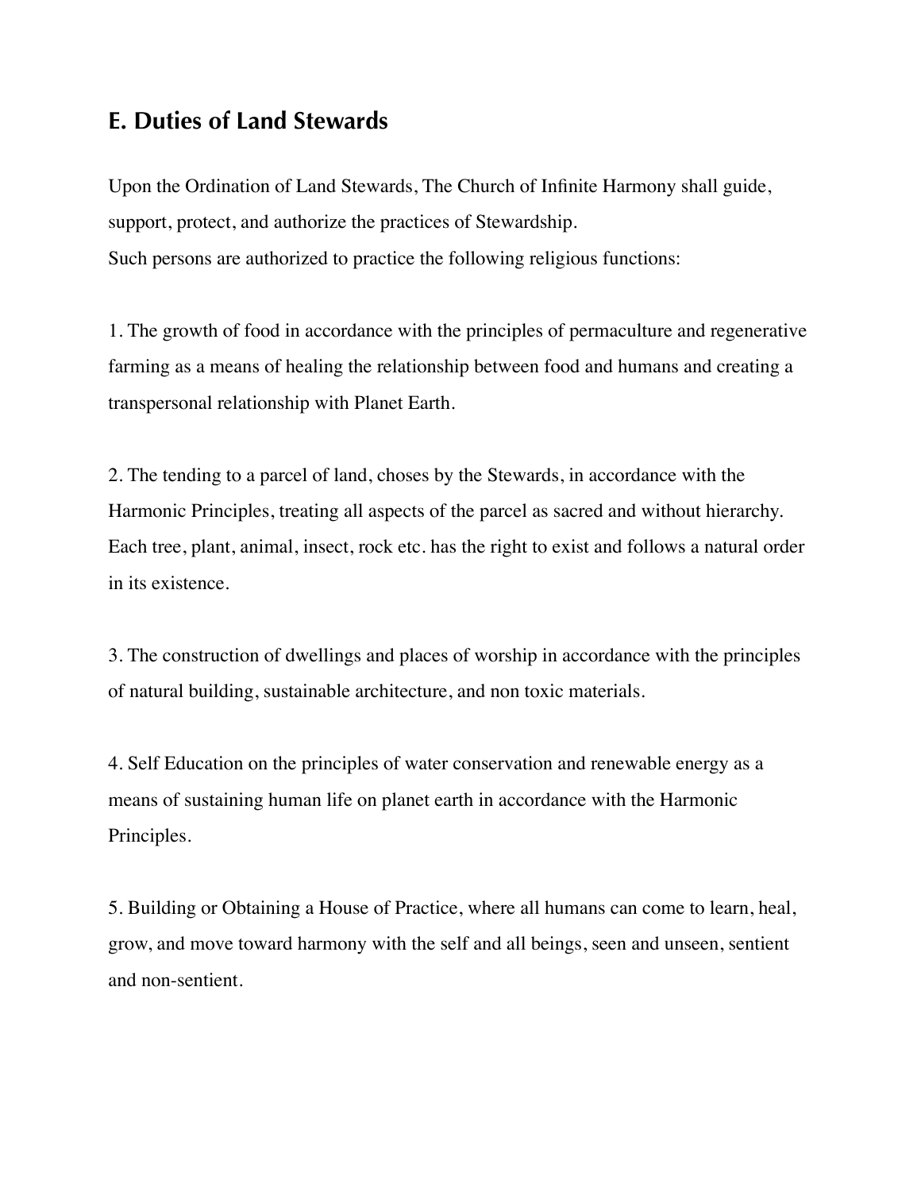## E. Duties of Land Stewards

Upon the Ordination of Land Stewards, The Church of Infinite Harmony shall guide, support, protect, and authorize the practices of Stewardship.
Such persons are authorized to practice the following religious functions:

1. The growth of food in accordance with the principles of permaculture and regenerative farming as a means of healing the relationship between food and humans and creating a transpersonal relationship with Planet Earth.

2. The tending to a parcel of land, choses by the Stewards, in accordance with the Harmonic Principles, treating all aspects of the parcel as sacred and without hierarchy. Each tree, plant, animal, insect, rock etc. has the right to exist and follows a natural order in its existence.

3. The construction of dwellings and places of worship in accordance with the principles of natural building, sustainable architecture, and non toxic materials.

4. Self Education on the principles of water conservation and renewable energy as a means of sustaining human life on planet earth in accordance with the Harmonic Principles.

5. Building or Obtaining a House of Practice, where all humans can come to learn, heal, grow, and move toward harmony with the self and all beings, seen and unseen, sentient and non-sentient.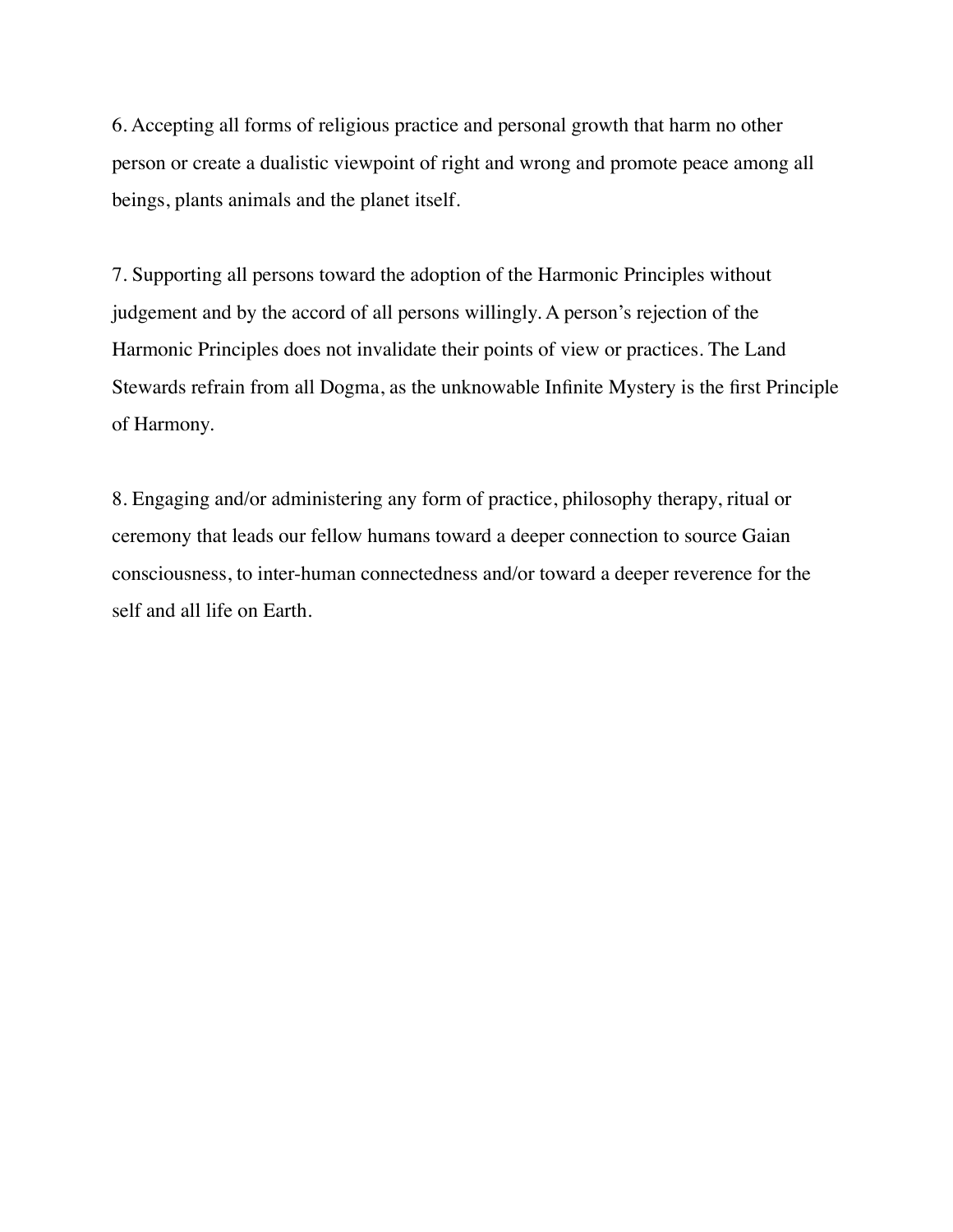6. Accepting all forms of religious practice and personal growth that harm no other person or create a dualistic viewpoint of right and wrong and promote peace among all beings, plants animals and the planet itself.

7. Supporting all persons toward the adoption of the Harmonic Principles without judgement and by the accord of all persons willingly. A person's rejection of the Harmonic Principles does not invalidate their points of view or practices. The Land Stewards refrain from all Dogma, as the unknowable Infinite Mystery is the first Principle of Harmony.

8. Engaging and/or administering any form of practice, philosophy therapy, ritual or ceremony that leads our fellow humans toward a deeper connection to source Gaian consciousness, to inter-human connectedness and/or toward a deeper reverence for the self and all life on Earth.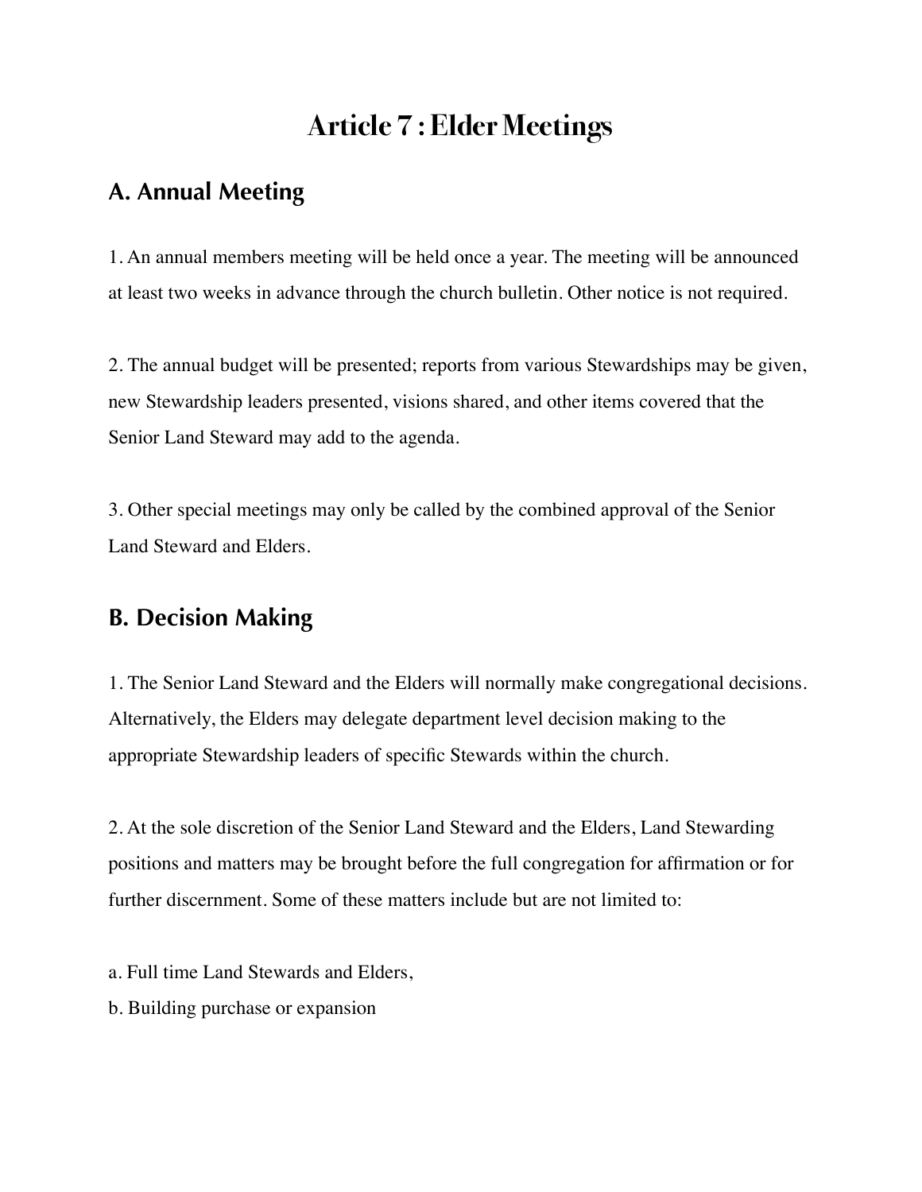# Article 7 : Elder Meetings

## A. Annual Meeting

1. An annual members meeting will be held once a year. The meeting will be announced at least two weeks in advance through the church bulletin. Other notice is not required.

2. The annual budget will be presented; reports from various Stewardships may be given, new Stewardship leaders presented, visions shared, and other items covered that the Senior Land Steward may add to the agenda.

3. Other special meetings may only be called by the combined approval of the Senior Land Steward and Elders.

## B. Decision Making

1. The Senior Land Steward and the Elders will normally make congregational decisions. Alternatively, the Elders may delegate department level decision making to the appropriate Stewardship leaders of specific Stewards within the church.

2. At the sole discretion of the Senior Land Steward and the Elders, Land Stewarding positions and matters may be brought before the full congregation for affirmation or for further discernment. Some of these matters include but are not limited to:

a. Full time Land Stewards and Elders,
b. Building purchase or expansion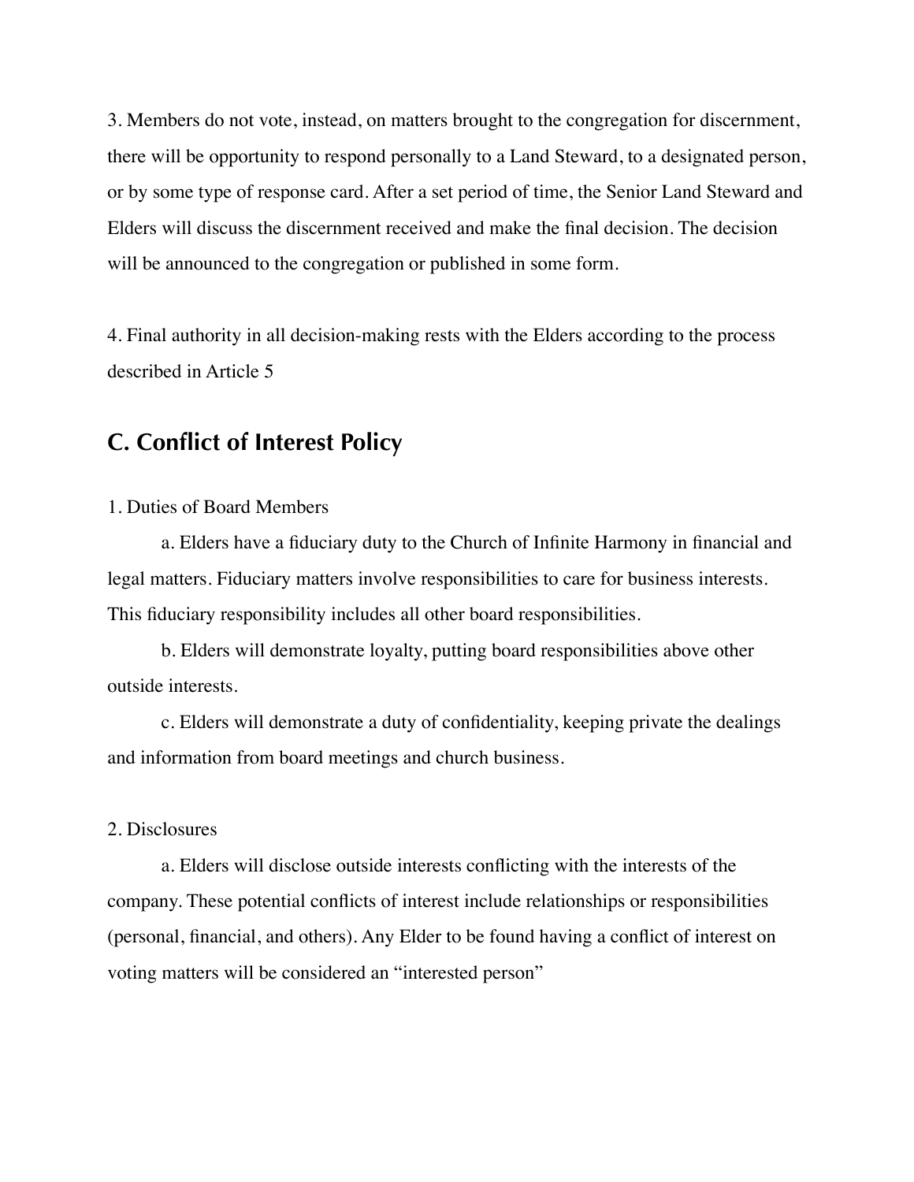3. Members do not vote, instead, on matters brought to the congregation for discernment, there will be opportunity to respond personally to a Land Steward, to a designated person, or by some type of response card. After a set period of time, the Senior Land Steward and Elders will discuss the discernment received and make the final decision. The decision will be announced to the congregation or published in some form.

4. Final authority in all decision-making rests with the Elders according to the process described in Article 5

## C. Conflict of Interest Policy

1. Duties of Board Members

a. Elders have a fiduciary duty to the Church of Infinite Harmony in financial and legal matters. Fiduciary matters involve responsibilities to care for business interests. This fiduciary responsibility includes all other board responsibilities.

b. Elders will demonstrate loyalty, putting board responsibilities above other outside interests.

c. Elders will demonstrate a duty of confidentiality, keeping private the dealings and information from board meetings and church business.

2. Disclosures

a. Elders will disclose outside interests conflicting with the interests of the company. These potential conflicts of interest include relationships or responsibilities (personal, financial, and others). Any Elder to be found having a conflict of interest on voting matters will be considered an "interested person"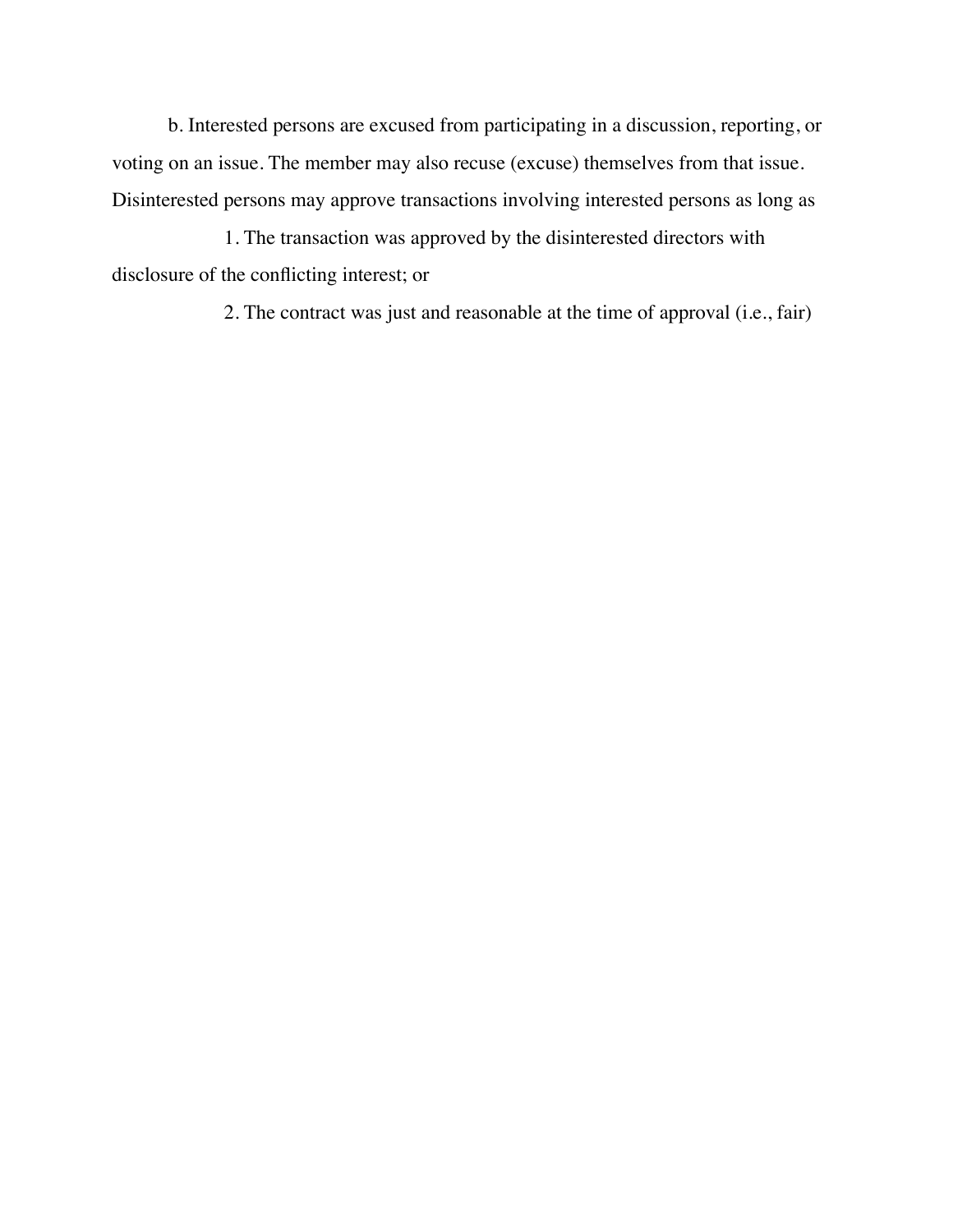b. Interested persons are excused from participating in a discussion, reporting, or voting on an issue. The member may also recuse (excuse) themselves from that issue. Disinterested persons may approve transactions involving interested persons as long as

1. The transaction was approved by the disinterested directors with disclosure of the conflicting interest; or

2. The contract was just and reasonable at the time of approval (i.e., fair)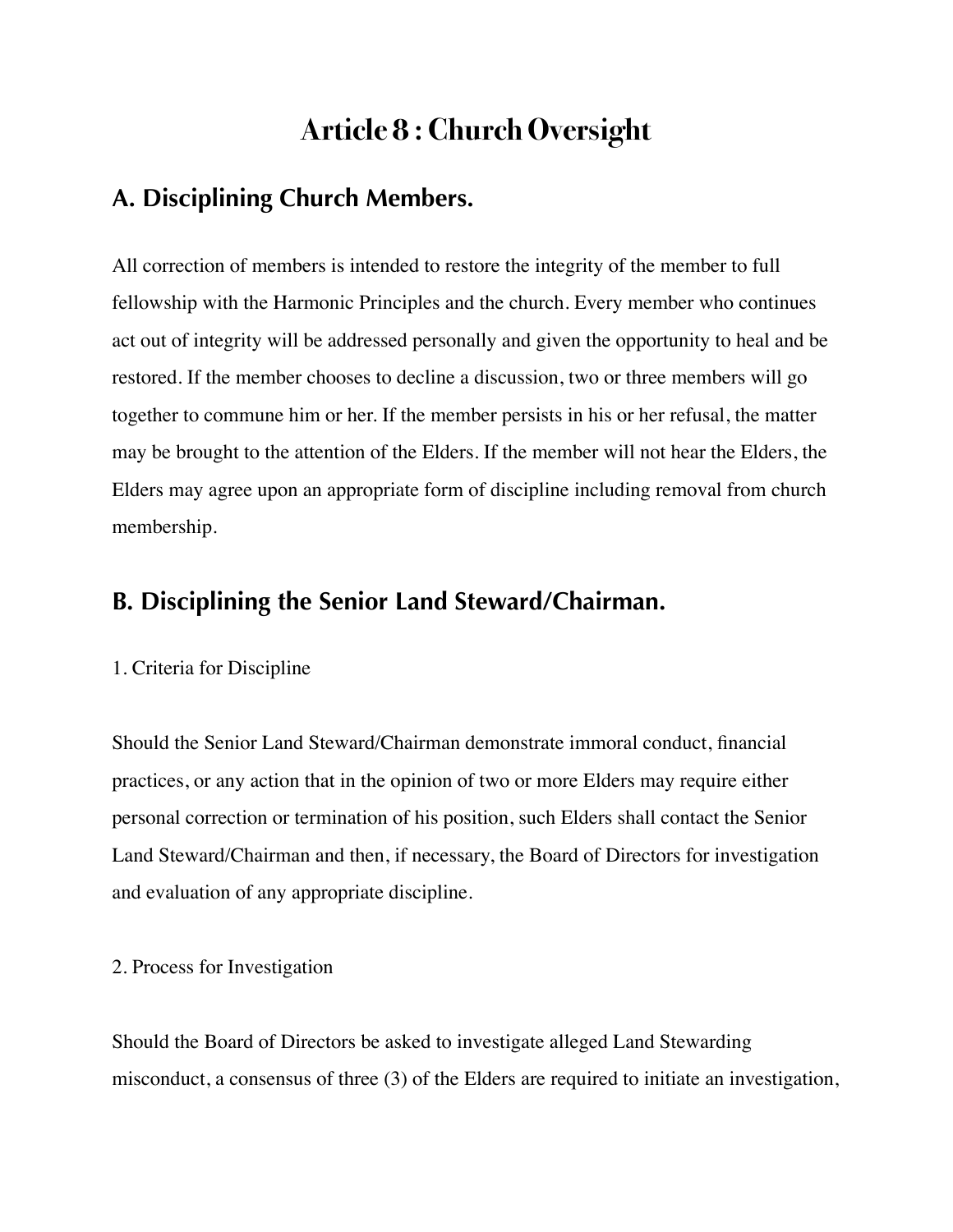# Article 8 : Church Oversight

## A. Disciplining Church Members.

All correction of members is intended to restore the integrity of the member to full fellowship with the Harmonic Principles and the church. Every member who continues act out of integrity will be addressed personally and given the opportunity to heal and be restored. If the member chooses to decline a discussion, two or three members will go together to commune him or her. If the member persists in his or her refusal, the matter may be brought to the attention of the Elders. If the member will not hear the Elders, the Elders may agree upon an appropriate form of discipline including removal from church membership.

## B. Disciplining the Senior Land Steward/Chairman.

1. Criteria for Discipline

Should the Senior Land Steward/Chairman demonstrate immoral conduct, financial practices, or any action that in the opinion of two or more Elders may require either personal correction or termination of his position, such Elders shall contact the Senior Land Steward/Chairman and then, if necessary, the Board of Directors for investigation and evaluation of any appropriate discipline.

2. Process for Investigation

Should the Board of Directors be asked to investigate alleged Land Stewarding misconduct, a consensus of three (3) of the Elders are required to initiate an investigation,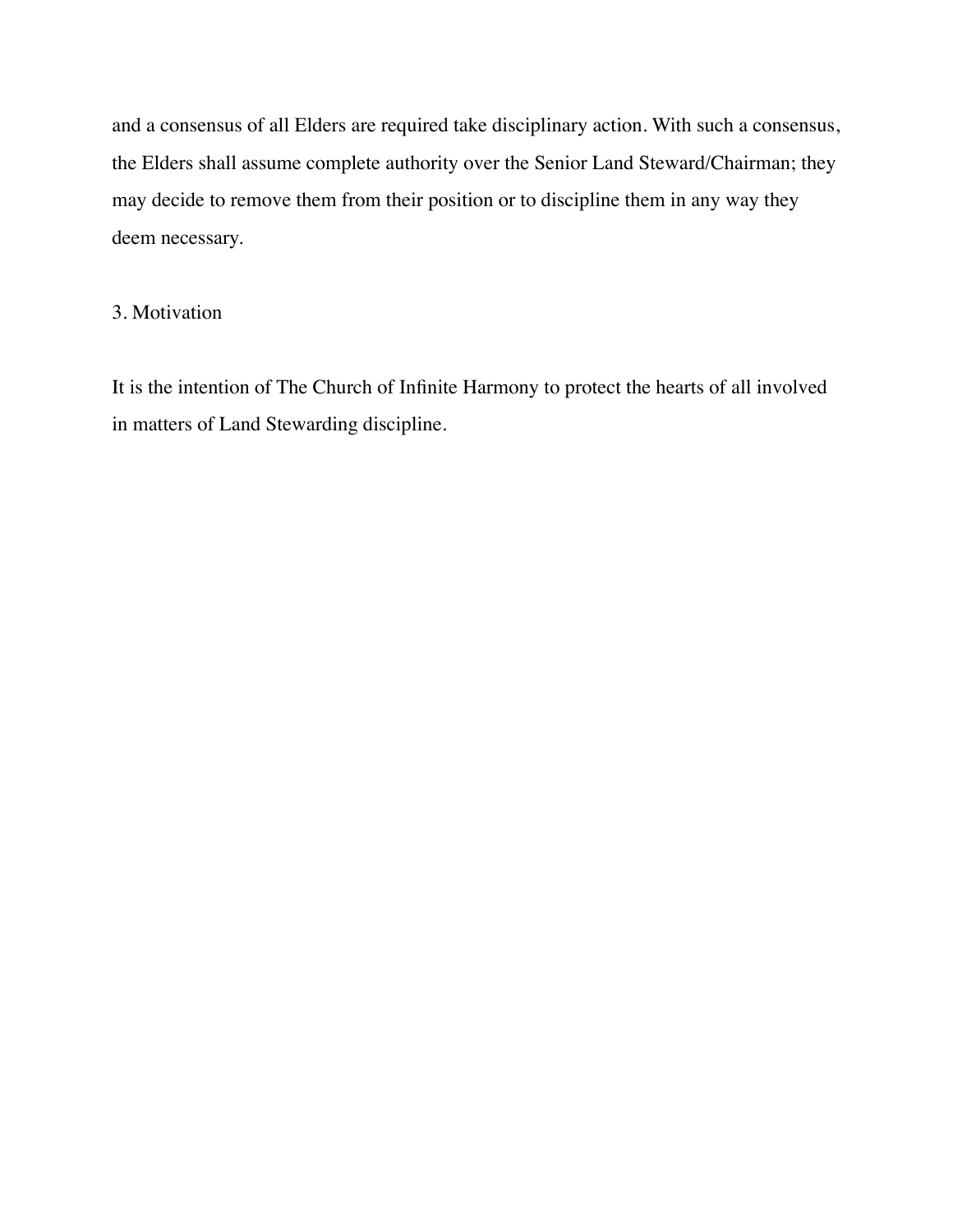and a consensus of all Elders are required take disciplinary action. With such a consensus, the Elders shall assume complete authority over the Senior Land Steward/Chairman; they may decide to remove them from their position or to discipline them in any way they deem necessary.

3. Motivation

It is the intention of The Church of Infinite Harmony to protect the hearts of all involved in matters of Land Stewarding discipline.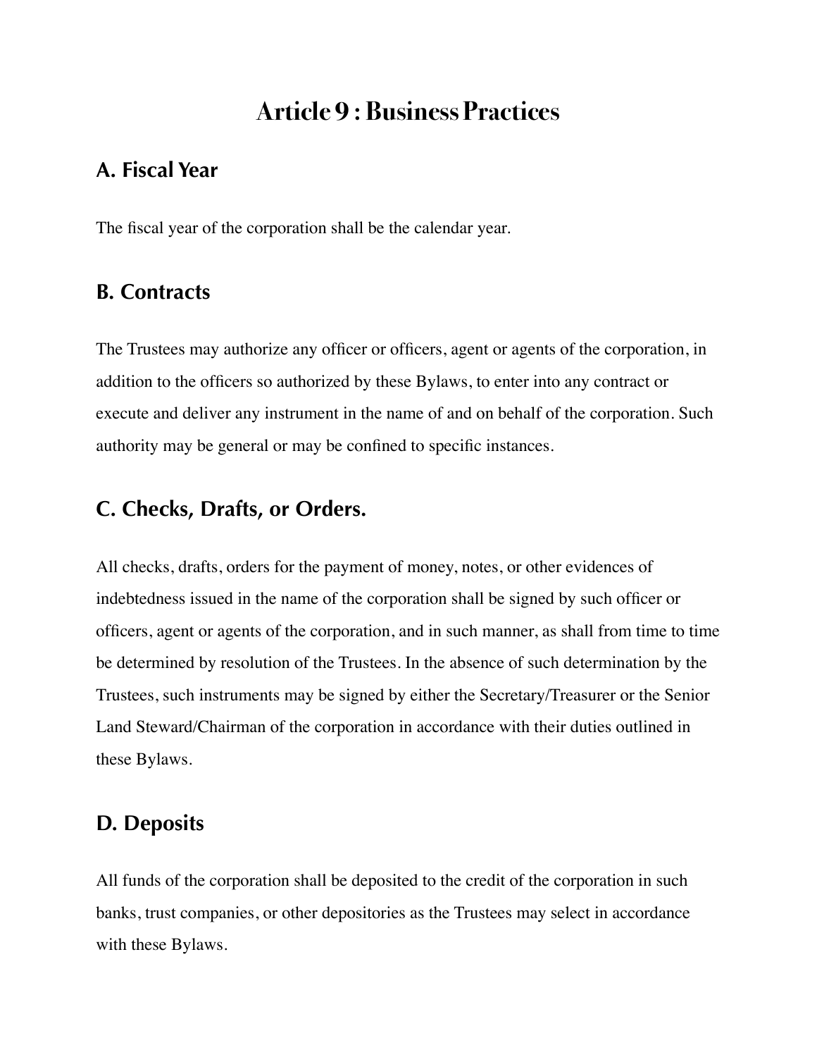# Article 9 : Business Practices

## A. Fiscal Year

The fiscal year of the corporation shall be the calendar year.

## B. Contracts

The Trustees may authorize any officer or officers, agent or agents of the corporation, in addition to the officers so authorized by these Bylaws, to enter into any contract or execute and deliver any instrument in the name of and on behalf of the corporation. Such authority may be general or may be confined to specific instances.

## C. Checks, Drafts, or Orders.

All checks, drafts, orders for the payment of money, notes, or other evidences of indebtedness issued in the name of the corporation shall be signed by such officer or officers, agent or agents of the corporation, and in such manner, as shall from time to time be determined by resolution of the Trustees. In the absence of such determination by the Trustees, such instruments may be signed by either the Secretary/Treasurer or the Senior Land Steward/Chairman of the corporation in accordance with their duties outlined in these Bylaws.

## D. Deposits

All funds of the corporation shall be deposited to the credit of the corporation in such banks, trust companies, or other depositories as the Trustees may select in accordance with these Bylaws.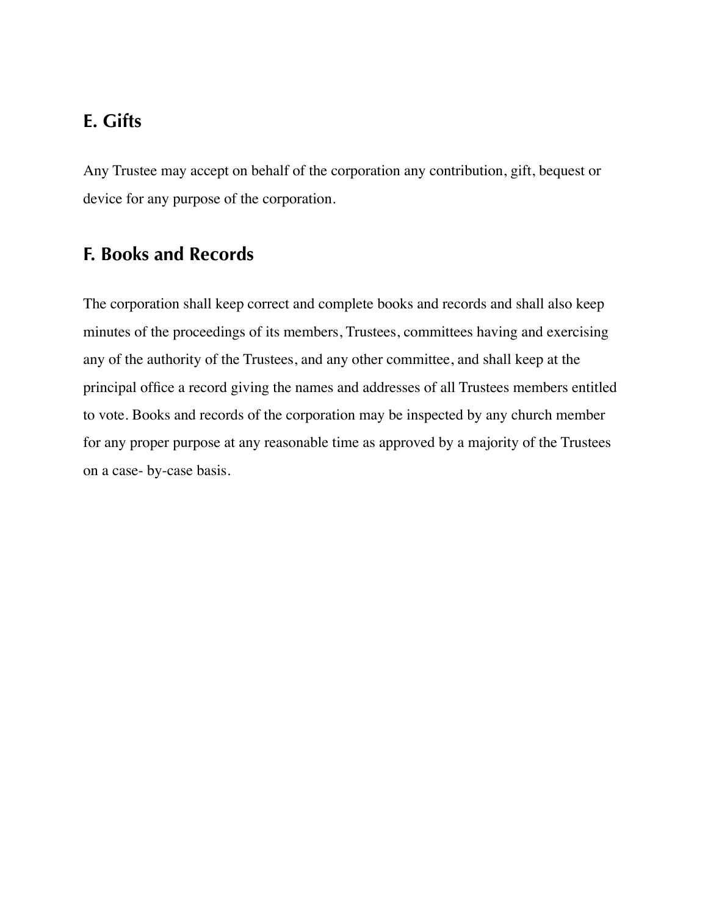## E. Gifts

Any Trustee may accept on behalf of the corporation any contribution, gift, bequest or device for any purpose of the corporation.

## F. Books and Records

The corporation shall keep correct and complete books and records and shall also keep minutes of the proceedings of its members, Trustees, committees having and exercising any of the authority of the Trustees, and any other committee, and shall keep at the principal office a record giving the names and addresses of all Trustees members entitled to vote. Books and records of the corporation may be inspected by any church member for any proper purpose at any reasonable time as approved by a majority of the Trustees on a case- by-case basis.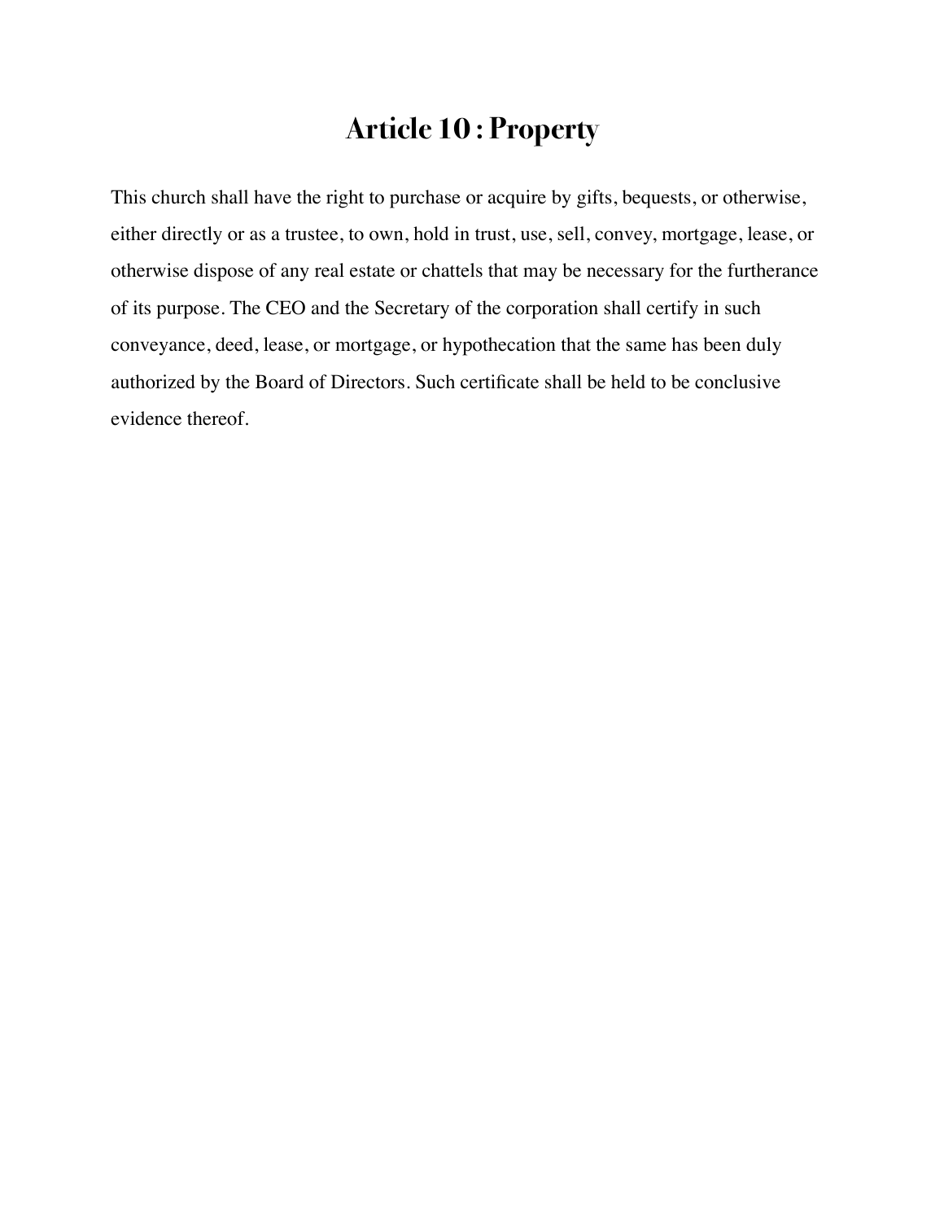# Article 10 : Property

This church shall have the right to purchase or acquire by gifts, bequests, or otherwise, either directly or as a trustee, to own, hold in trust, use, sell, convey, mortgage, lease, or otherwise dispose of any real estate or chattels that may be necessary for the furtherance of its purpose. The CEO and the Secretary of the corporation shall certify in such conveyance, deed, lease, or mortgage, or hypothecation that the same has been duly authorized by the Board of Directors. Such certificate shall be held to be conclusive evidence thereof.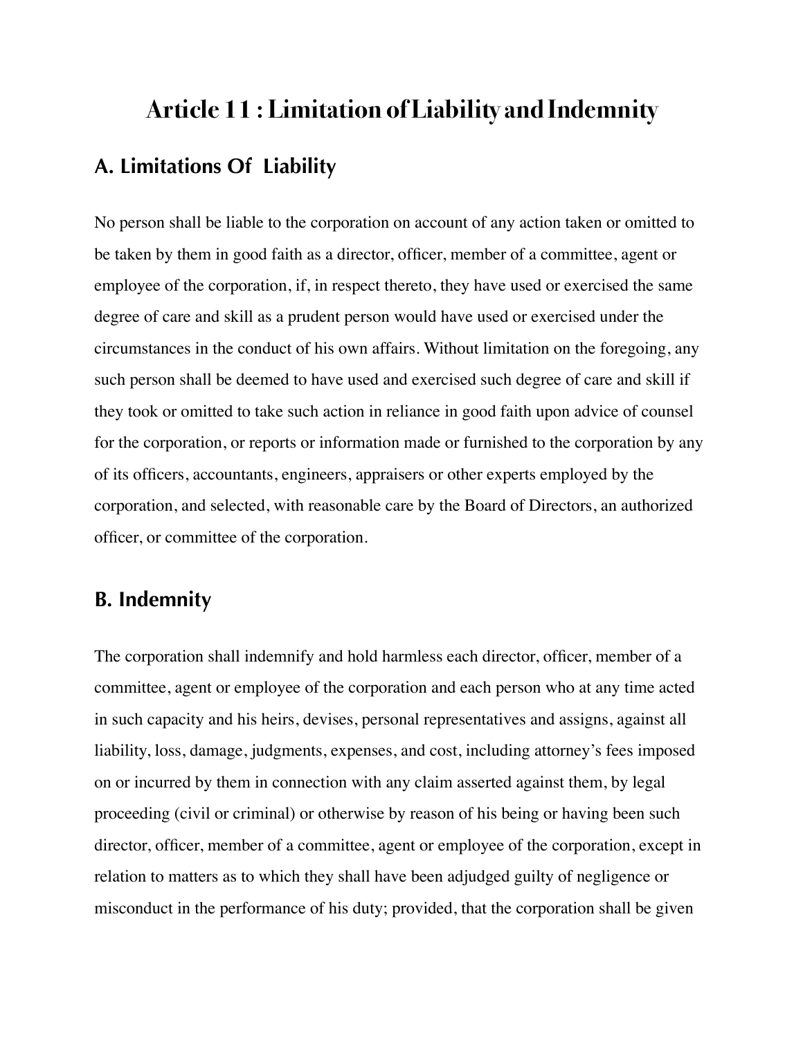# Article 11 : Limitation of Liability and Indemnity

## A. Limitations Of Liability

No person shall be liable to the corporation on account of any action taken or omitted to be taken by them in good faith as a director, officer, member of a committee, agent or employee of the corporation, if, in respect thereto, they have used or exercised the same degree of care and skill as a prudent person would have used or exercised under the circumstances in the conduct of his own affairs. Without limitation on the foregoing, any such person shall be deemed to have used and exercised such degree of care and skill if they took or omitted to take such action in reliance in good faith upon advice of counsel for the corporation, or reports or information made or furnished to the corporation by any of its officers, accountants, engineers, appraisers or other experts employed by the corporation, and selected, with reasonable care by the Board of Directors, an authorized officer, or committee of the corporation.

## B. Indemnity

The corporation shall indemnify and hold harmless each director, officer, member of a committee, agent or employee of the corporation and each person who at any time acted in such capacity and his heirs, devises, personal representatives and assigns, against all liability, loss, damage, judgments, expenses, and cost, including attorney's fees imposed on or incurred by them in connection with any claim asserted against them, by legal proceeding (civil or criminal) or otherwise by reason of his being or having been such director, officer, member of a committee, agent or employee of the corporation, except in relation to matters as to which they shall have been adjudged guilty of negligence or misconduct in the performance of his duty; provided, that the corporation shall be given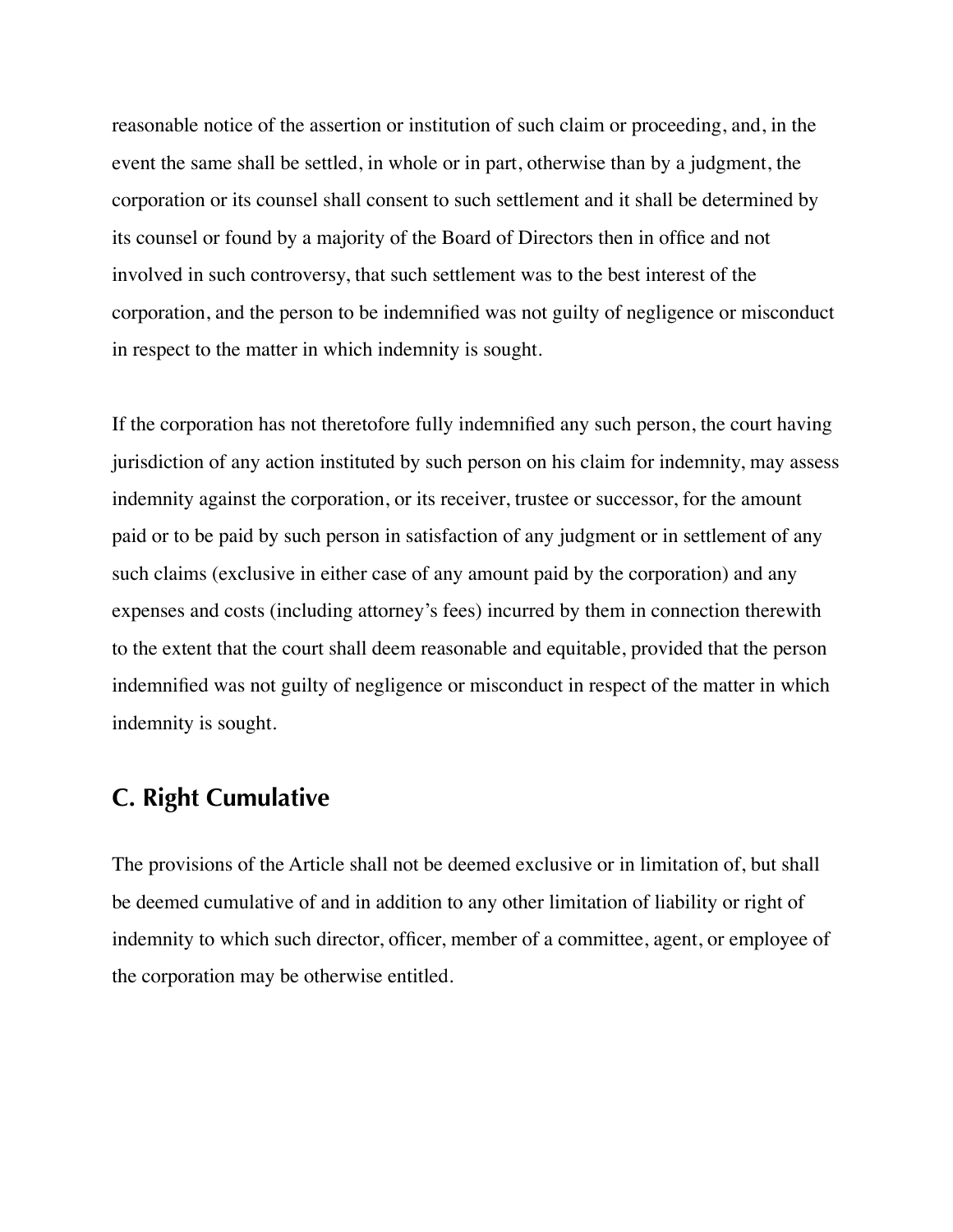reasonable notice of the assertion or institution of such claim or proceeding, and, in the event the same shall be settled, in whole or in part, otherwise than by a judgment, the corporation or its counsel shall consent to such settlement and it shall be determined by its counsel or found by a majority of the Board of Directors then in office and not involved in such controversy, that such settlement was to the best interest of the corporation, and the person to be indemnified was not guilty of negligence or misconduct in respect to the matter in which indemnity is sought.

If the corporation has not theretofore fully indemnified any such person, the court having jurisdiction of any action instituted by such person on his claim for indemnity, may assess indemnity against the corporation, or its receiver, trustee or successor, for the amount paid or to be paid by such person in satisfaction of any judgment or in settlement of any such claims (exclusive in either case of any amount paid by the corporation) and any expenses and costs (including attorney's fees) incurred by them in connection therewith to the extent that the court shall deem reasonable and equitable, provided that the person indemnified was not guilty of negligence or misconduct in respect of the matter in which indemnity is sought.

## C. Right Cumulative

The provisions of the Article shall not be deemed exclusive or in limitation of, but shall be deemed cumulative of and in addition to any other limitation of liability or right of indemnity to which such director, officer, member of a committee, agent, or employee of the corporation may be otherwise entitled.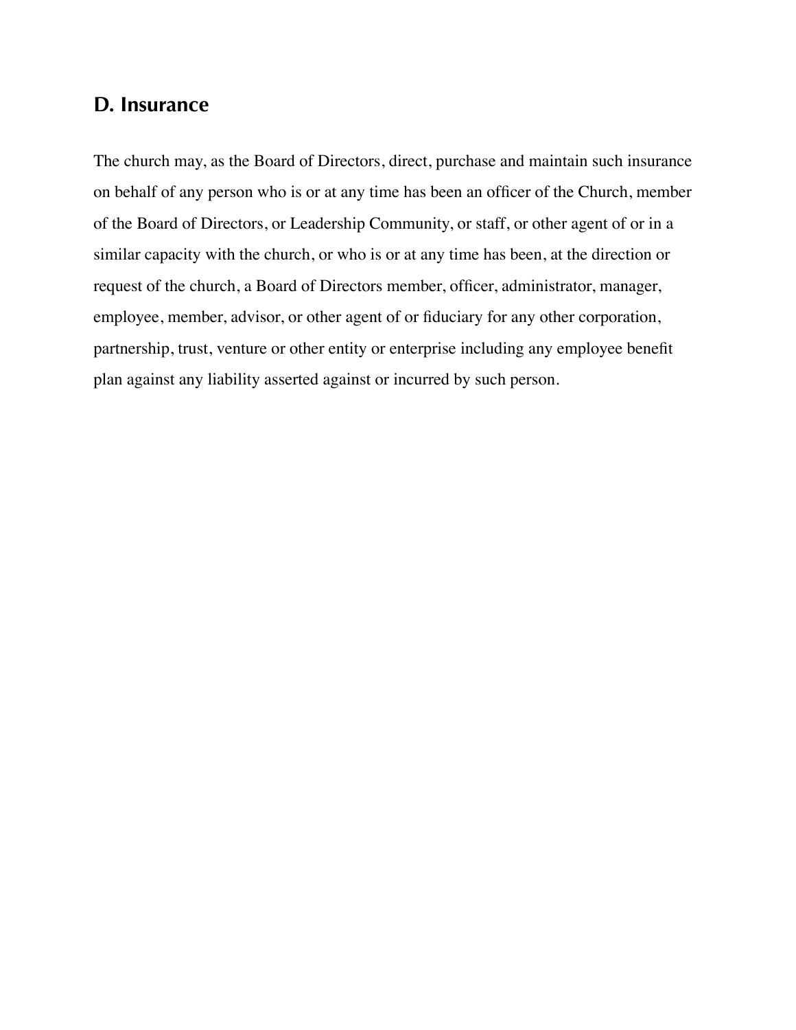## D. Insurance

The church may, as the Board of Directors, direct, purchase and maintain such insurance on behalf of any person who is or at any time has been an officer of the Church, member of the Board of Directors, or Leadership Community, or staff, or other agent of or in a similar capacity with the church, or who is or at any time has been, at the direction or request of the church, a Board of Directors member, officer, administrator, manager, employee, member, advisor, or other agent of or fiduciary for any other corporation, partnership, trust, venture or other entity or enterprise including any employee benefit plan against any liability asserted against or incurred by such person.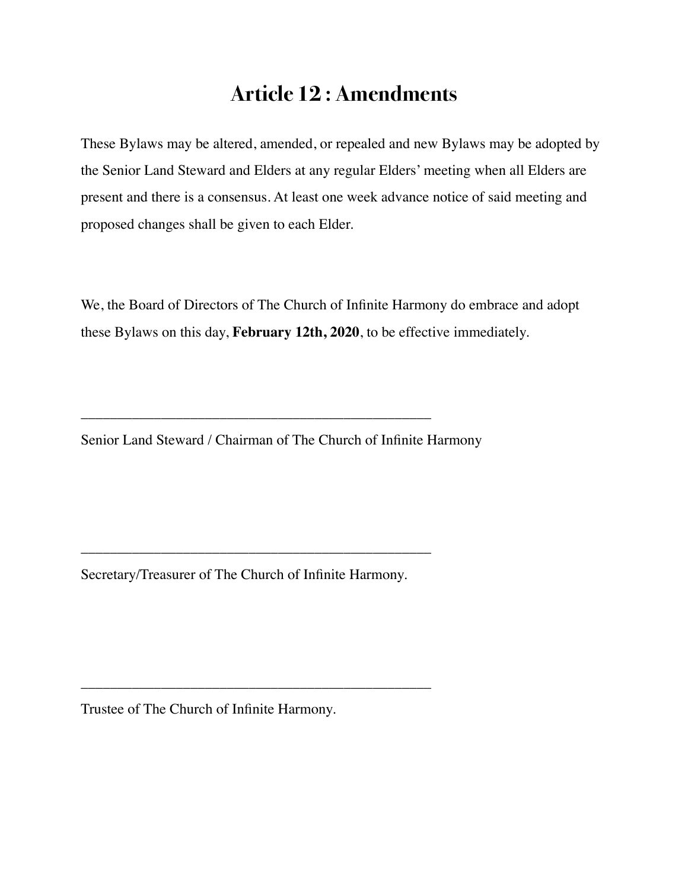# Article 12 : Amendments

These Bylaws may be altered, amended, or repealed and new Bylaws may be adopted by the Senior Land Steward and Elders at any regular Elders' meeting when all Elders are present and there is a consensus. At least one week advance notice of said meeting and proposed changes shall be given to each Elder.

We, the Board of Directors of The Church of Infinite Harmony do embrace and adopt these Bylaws on this day, **February 12th, 2020**, to be effective immediately.

_______________________________________________

Senior Land Steward / Chairman of The Church of Infinite Harmony

_______________________________________________

Secretary/Treasurer of The Church of Infinite Harmony.

_______________________________________________

Trustee of The Church of Infinite Harmony.